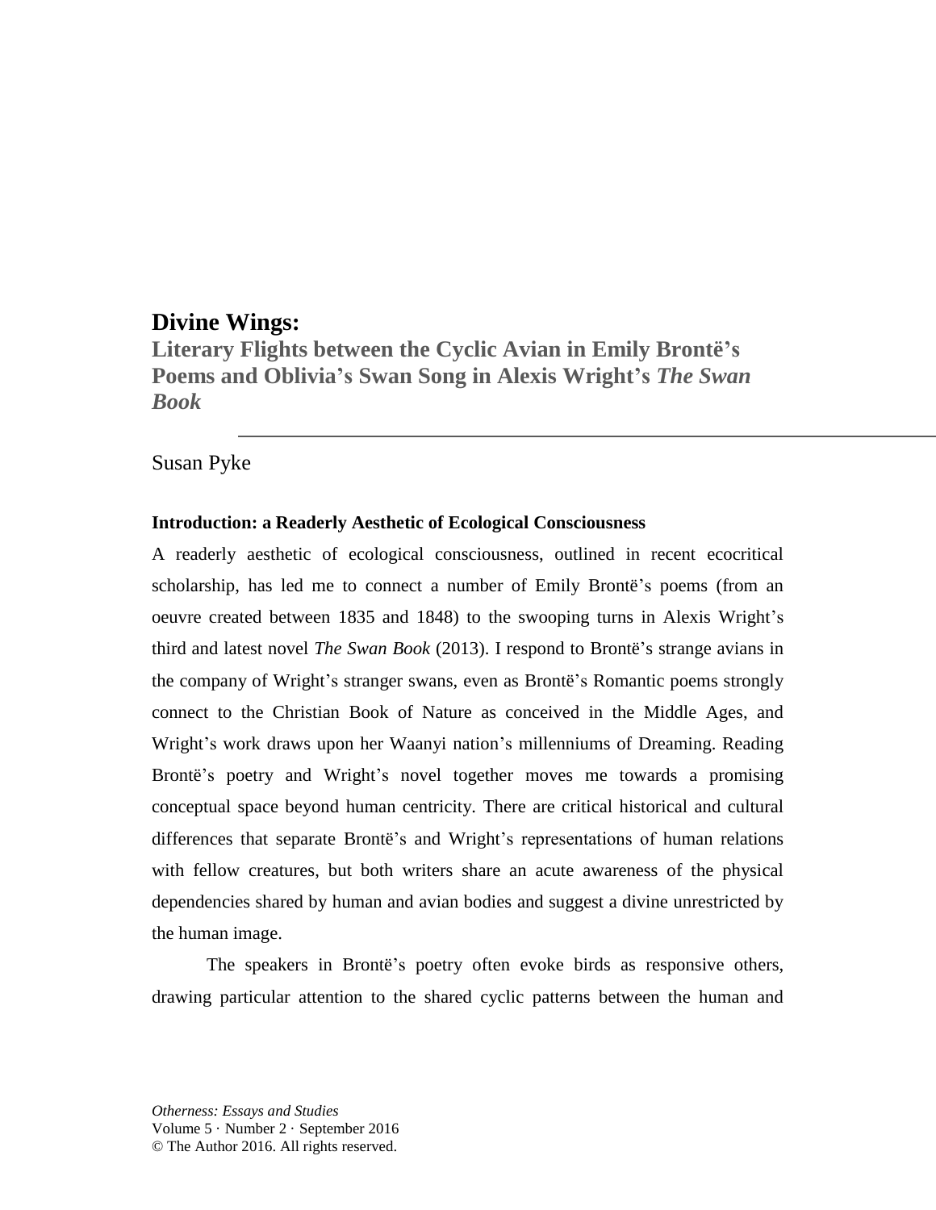# Divine Wings:

## Literary Flights between the Cyclic Avian in Emily Brontë's Poems and Oblivia's Swan Song in Alexis Wright's *The Swan Book*

Susan Pyke

### Introduction: a Readerly Aesthetic of Ecological Consciousness

A readerly aesthetic of ecological consciousness, outlined in recent ecocritical scholarship, has led me to connect a number of Emily Brontë's poems (from an oeuvre created between 1835 and 1848) to the swooping turns in Alexis Wright's third and latest novel *The Swan Book* (2013). I respond to Brontë's strange avians in the company of Wright's stranger swans, even as Brontë's Romantic poems strongly connect to the Christian Book of Nature as conceived in the Middle Ages, and Wright's work draws upon her Waanyi nation's millenniums of Dreaming. Reading Brontë's poetry and Wright's novel together moves me towards a promising conceptual space beyond human centricity. There are critical historical and cultural differences that separate Brontë's and Wright's representations of human relations with fellow creatures, but both writers share an acute awareness of the physical dependencies shared by human and avian bodies and suggest a divine unrestricted by the human image.

The speakers in Brontë's poetry often evoke birds as responsive others, drawing particular attention to the shared cyclic patterns between the human and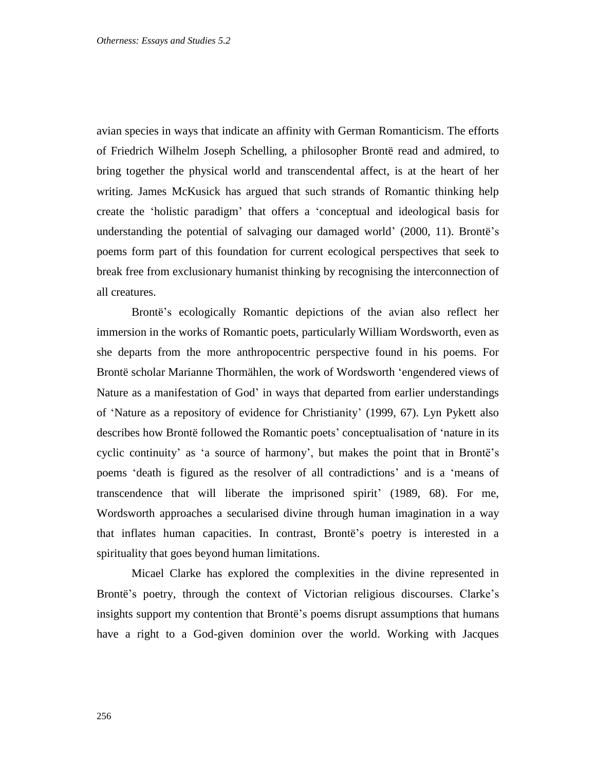avian species in ways that indicate an affinity with German Romanticism. The efforts of Friedrich Wilhelm Joseph Schelling, a philosopher Brontë read and admired, to bring together the physical world and transcendental affect, is at the heart of her writing. James McKusick has argued that such strands of Romantic thinking help create the 'holistic paradigm' that offers a 'conceptual and ideological basis for understanding the potential of salvaging our damaged world' (2000, 11). Brontë's poems form part of this foundation for current ecological perspectives that seek to break free from exclusionary humanist thinking by recognising the interconnection of all creatures.

Brontë's ecologically Romantic depictions of the avian also reflect her immersion in the works of Romantic poets, particularly William Wordsworth, even as she departs from the more anthropocentric perspective found in his poems. For Brontë scholar Marianne Thormählen, the work of Wordsworth 'engendered views of Nature as a manifestation of God' in ways that departed from earlier understandings of 'Nature as a repository of evidence for Christianity' (1999, 67). Lyn Pykett also describes how Brontë followed the Romantic poets' conceptualisation of 'nature in its cyclic continuity' as 'a source of harmony', but makes the point that in Brontë's poems 'death is figured as the resolver of all contradictions' and is a 'means of transcendence that will liberate the imprisoned spirit' (1989, 68). For me, Wordsworth approaches a secularised divine through human imagination in a way that inflates human capacities. In contrast, Brontë's poetry is interested in a spirituality that goes beyond human limitations.

Micael Clarke has explored the complexities in the divine represented in Brontë's poetry, through the context of Victorian religious discourses. Clarke's insights support my contention that Brontë's poems disrupt assumptions that humans have a right to a God-given dominion over the world. Working with Jacques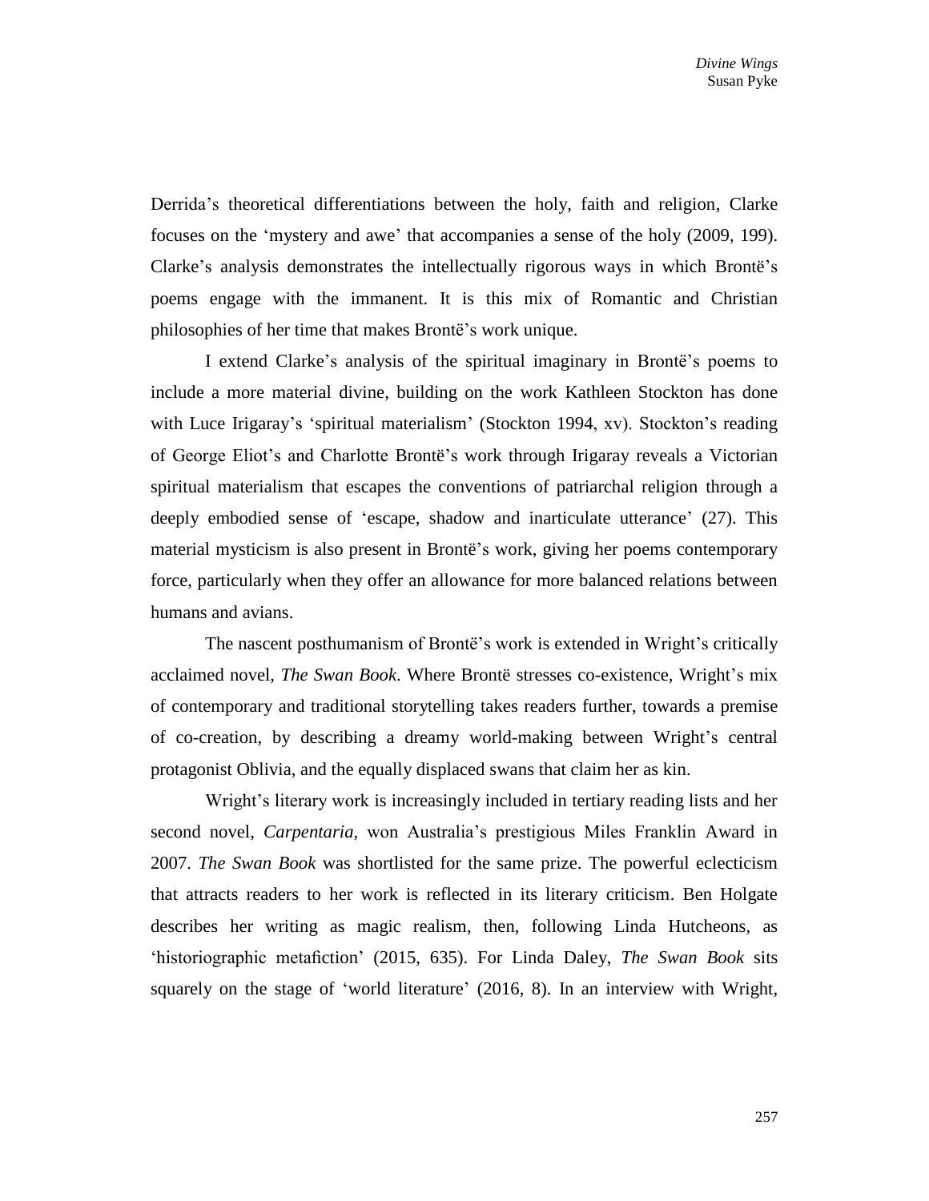Derrida's theoretical differentiations between the holy, faith and religion, Clarke focuses on the 'mystery and awe' that accompanies a sense of the holy (2009, 199). Clarke's analysis demonstrates the intellectually rigorous ways in which Brontë's poems engage with the immanent. It is this mix of Romantic and Christian philosophies of her time that makes Brontë's work unique.

I extend Clarke's analysis of the spiritual imaginary in Brontë's poems to include a more material divine, building on the work Kathleen Stockton has done with Luce Irigaray's 'spiritual materialism' (Stockton 1994, xv). Stockton's reading of George Eliot's and Charlotte Brontë's work through Irigaray reveals a Victorian spiritual materialism that escapes the conventions of patriarchal religion through a deeply embodied sense of 'escape, shadow and inarticulate utterance' (27). This material mysticism is also present in Brontë's work, giving her poems contemporary force, particularly when they offer an allowance for more balanced relations between humans and avians.

The nascent posthumanism of Brontë's work is extended in Wright's critically acclaimed novel, *The Swan Book*. Where Brontë stresses co-existence, Wright's mix of contemporary and traditional storytelling takes readers further, towards a premise of co-creation, by describing a dreamy world-making between Wright's central protagonist Oblivia, and the equally displaced swans that claim her as kin.

Wright's literary work is increasingly included in tertiary reading lists and her second novel, *Carpentaria,* won Australia's prestigious Miles Franklin Award in 2007. *The Swan Book* was shortlisted for the same prize. The powerful eclecticism that attracts readers to her work is reflected in its literary criticism. Ben Holgate describes her writing as magic realism, then, following Linda Hutcheons, as 'historiographic metafiction' (2015, 635). For Linda Daley, *The Swan Book* sits squarely on the stage of 'world literature' (2016, 8). In an interview with Wright,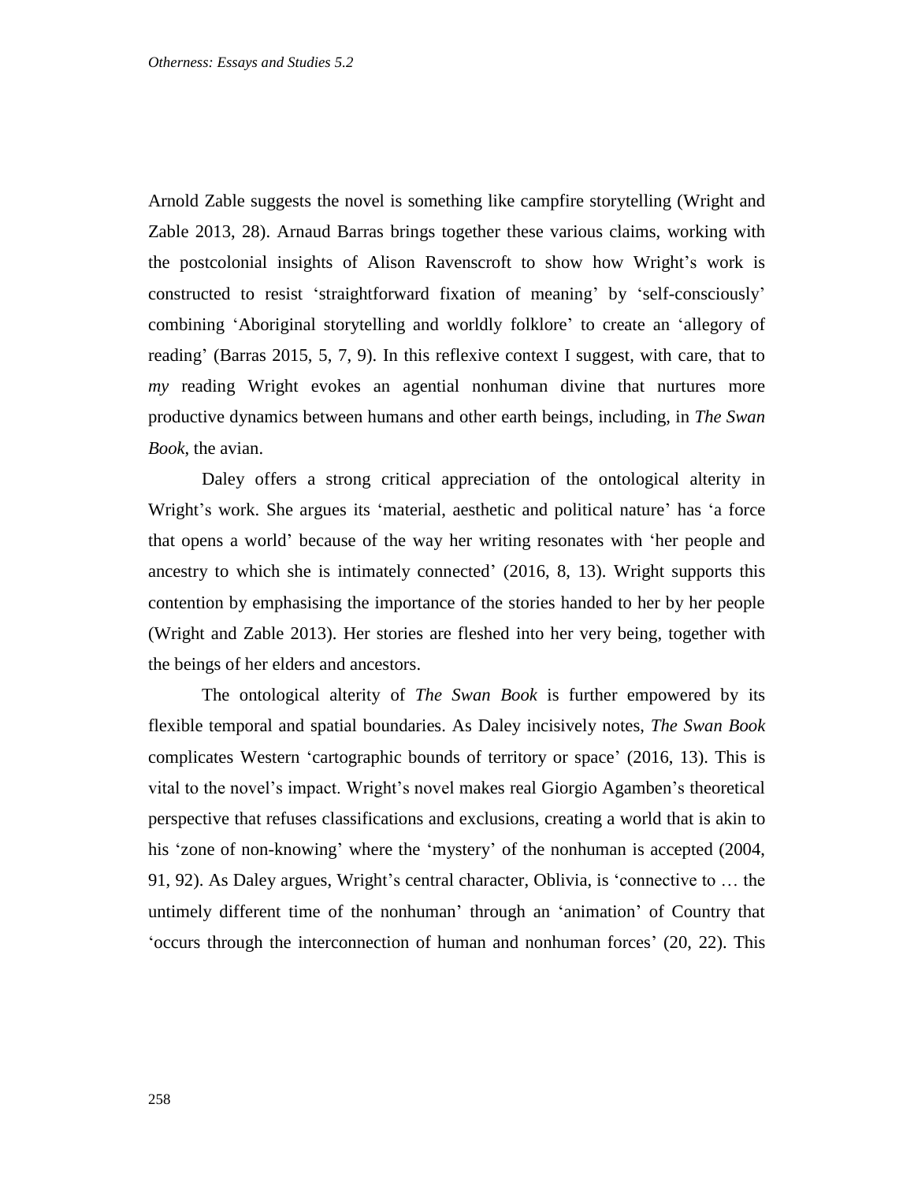Arnold Zable suggests the novel is something like campfire storytelling (Wright and Zable 2013, 28). Arnaud Barras brings together these various claims, working with the postcolonial insights of Alison Ravenscroft to show how Wright's work is constructed to resist 'straightforward fixation of meaning' by 'self-consciously' combining 'Aboriginal storytelling and worldly folklore' to create an 'allegory of reading' (Barras 2015, 5, 7, 9). In this reflexive context I suggest, with care, that to *my* reading Wright evokes an agential nonhuman divine that nurtures more productive dynamics between humans and other earth beings, including, in *The Swan Book*, the avian.

Daley offers a strong critical appreciation of the ontological alterity in Wright's work. She argues its 'material, aesthetic and political nature' has 'a force that opens a world' because of the way her writing resonates with 'her people and ancestry to which she is intimately connected' (2016, 8, 13). Wright supports this contention by emphasising the importance of the stories handed to her by her people (Wright and Zable 2013). Her stories are fleshed into her very being, together with the beings of her elders and ancestors.

The ontological alterity of *The Swan Book* is further empowered by its flexible temporal and spatial boundaries. As Daley incisively notes, *The Swan Book* complicates Western 'cartographic bounds of territory or space' (2016, 13). This is vital to the novel's impact. Wright's novel makes real Giorgio Agamben's theoretical perspective that refuses classifications and exclusions, creating a world that is akin to his 'zone of non-knowing' where the 'mystery' of the nonhuman is accepted (2004, 91, 92). As Daley argues, Wright's central character, Oblivia, is 'connective to … the untimely different time of the nonhuman' through an 'animation' of Country that 'occurs through the interconnection of human and nonhuman forces' (20, 22). This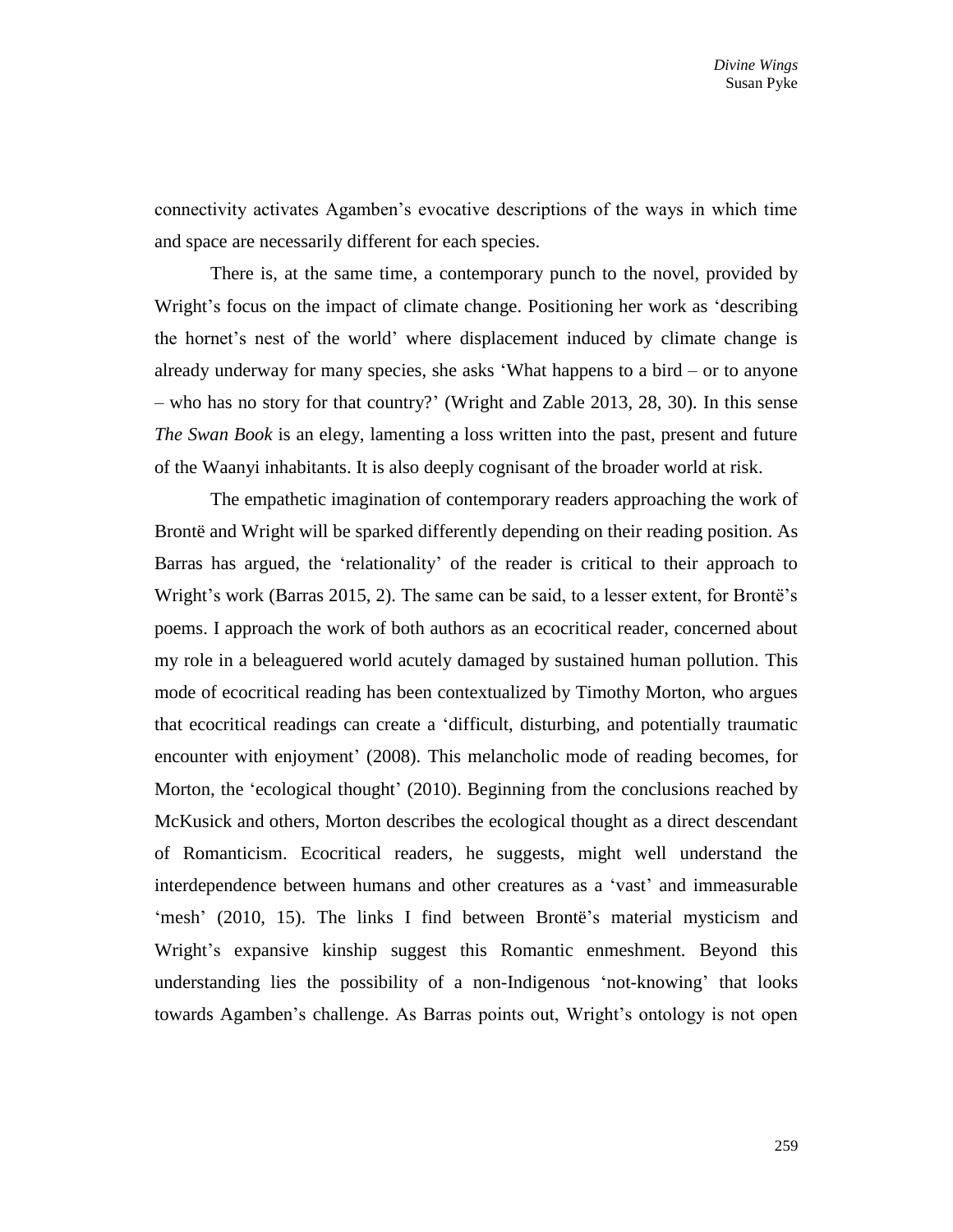connectivity activates Agamben's evocative descriptions of the ways in which time and space are necessarily different for each species.

There is, at the same time, a contemporary punch to the novel, provided by Wright's focus on the impact of climate change. Positioning her work as 'describing the hornet's nest of the world' where displacement induced by climate change is already underway for many species, she asks 'What happens to a bird – or to anyone – who has no story for that country?' (Wright and Zable 2013, 28, 30). In this sense *The Swan Book* is an elegy, lamenting a loss written into the past, present and future of the Waanyi inhabitants. It is also deeply cognisant of the broader world at risk.

The empathetic imagination of contemporary readers approaching the work of Brontë and Wright will be sparked differently depending on their reading position. As Barras has argued, the 'relationality' of the reader is critical to their approach to Wright's work (Barras 2015, 2). The same can be said, to a lesser extent, for Brontë's poems. I approach the work of both authors as an ecocritical reader, concerned about my role in a beleaguered world acutely damaged by sustained human pollution. This mode of ecocritical reading has been contextualized by Timothy Morton, who argues that ecocritical readings can create a 'difficult, disturbing, and potentially traumatic encounter with enjoyment' (2008). This melancholic mode of reading becomes, for Morton, the 'ecological thought' (2010). Beginning from the conclusions reached by McKusick and others, Morton describes the ecological thought as a direct descendant of Romanticism. Ecocritical readers, he suggests, might well understand the interdependence between humans and other creatures as a 'vast' and immeasurable 'mesh' (2010, 15). The links I find between Brontë's material mysticism and Wright's expansive kinship suggest this Romantic enmeshment. Beyond this understanding lies the possibility of a non-Indigenous 'not-knowing' that looks towards Agamben's challenge. As Barras points out, Wright's ontology is not open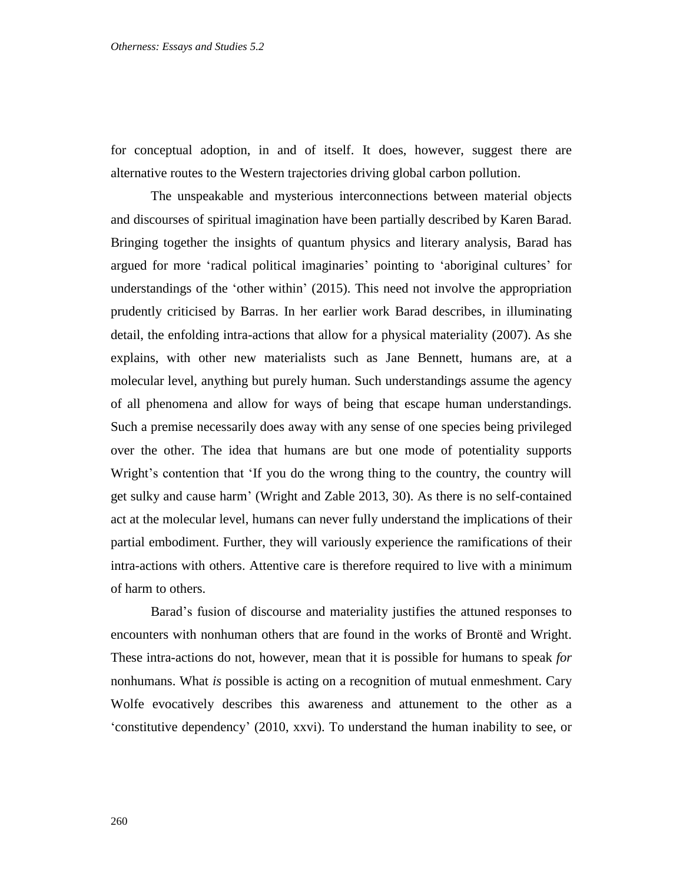for conceptual adoption, in and of itself. It does, however, suggest there are alternative routes to the Western trajectories driving global carbon pollution.

The unspeakable and mysterious interconnections between material objects and discourses of spiritual imagination have been partially described by Karen Barad. Bringing together the insights of quantum physics and literary analysis, Barad has argued for more 'radical political imaginaries' pointing to 'aboriginal cultures' for understandings of the 'other within' (2015). This need not involve the appropriation prudently criticised by Barras. In her earlier work Barad describes, in illuminating detail, the enfolding intra-actions that allow for a physical materiality (2007). As she explains, with other new materialists such as Jane Bennett, humans are, at a molecular level, anything but purely human. Such understandings assume the agency of all phenomena and allow for ways of being that escape human understandings. Such a premise necessarily does away with any sense of one species being privileged over the other. The idea that humans are but one mode of potentiality supports Wright's contention that 'If you do the wrong thing to the country, the country will get sulky and cause harm' (Wright and Zable 2013, 30). As there is no self-contained act at the molecular level, humans can never fully understand the implications of their partial embodiment. Further, they will variously experience the ramifications of their intra-actions with others. Attentive care is therefore required to live with a minimum of harm to others.

Barad's fusion of discourse and materiality justifies the attuned responses to encounters with nonhuman others that are found in the works of Brontë and Wright. These intra-actions do not, however, mean that it is possible for humans to speak *for* nonhumans. What *is* possible is acting on a recognition of mutual enmeshment. Cary Wolfe evocatively describes this awareness and attunement to the other as a 'constitutive dependency' (2010, xxvi). To understand the human inability to see, or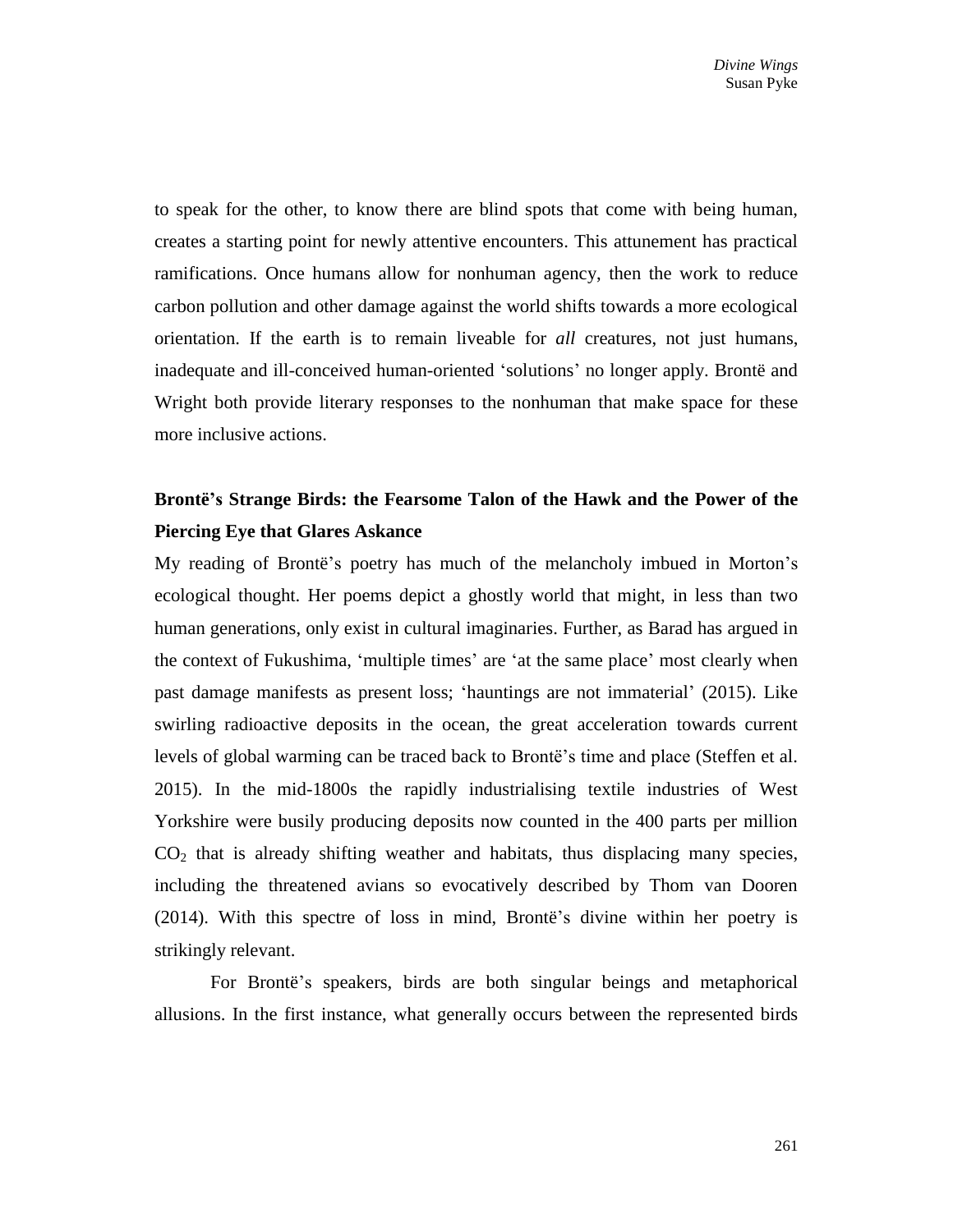to speak for the other, to know there are blind spots that come with being human, creates a starting point for newly attentive encounters. This attunement has practical ramifications. Once humans allow for nonhuman agency, then the work to reduce carbon pollution and other damage against the world shifts towards a more ecological orientation. If the earth is to remain liveable for *all* creatures, not just humans, inadequate and ill-conceived human-oriented 'solutions' no longer apply. Brontë and Wright both provide literary responses to the nonhuman that make space for these more inclusive actions.

## Brontë's Strange Birds: the Fearsome Talon of the Hawk and the Power of the Piercing Eye that Glares Askance

My reading of Brontë's poetry has much of the melancholy imbued in Morton's ecological thought. Her poems depict a ghostly world that might, in less than two human generations, only exist in cultural imaginaries. Further, as Barad has argued in the context of Fukushima, 'multiple times' are 'at the same place' most clearly when past damage manifests as present loss; 'hauntings are not immaterial' (2015). Like swirling radioactive deposits in the ocean, the great acceleration towards current levels of global warming can be traced back to Brontë's time and place (Steffen et al. 2015). In the mid-1800s the rapidly industrialising textile industries of West Yorkshire were busily producing deposits now counted in the 400 parts per million $CO_2$ that is already shifting weather and habitats, thus displacing many species, including the threatened avians so evocatively described by Thom van Dooren (2014). With this spectre of loss in mind, Brontë's divine within her poetry is strikingly relevant.

For Brontë's speakers, birds are both singular beings and metaphorical allusions. In the first instance, what generally occurs between the represented birds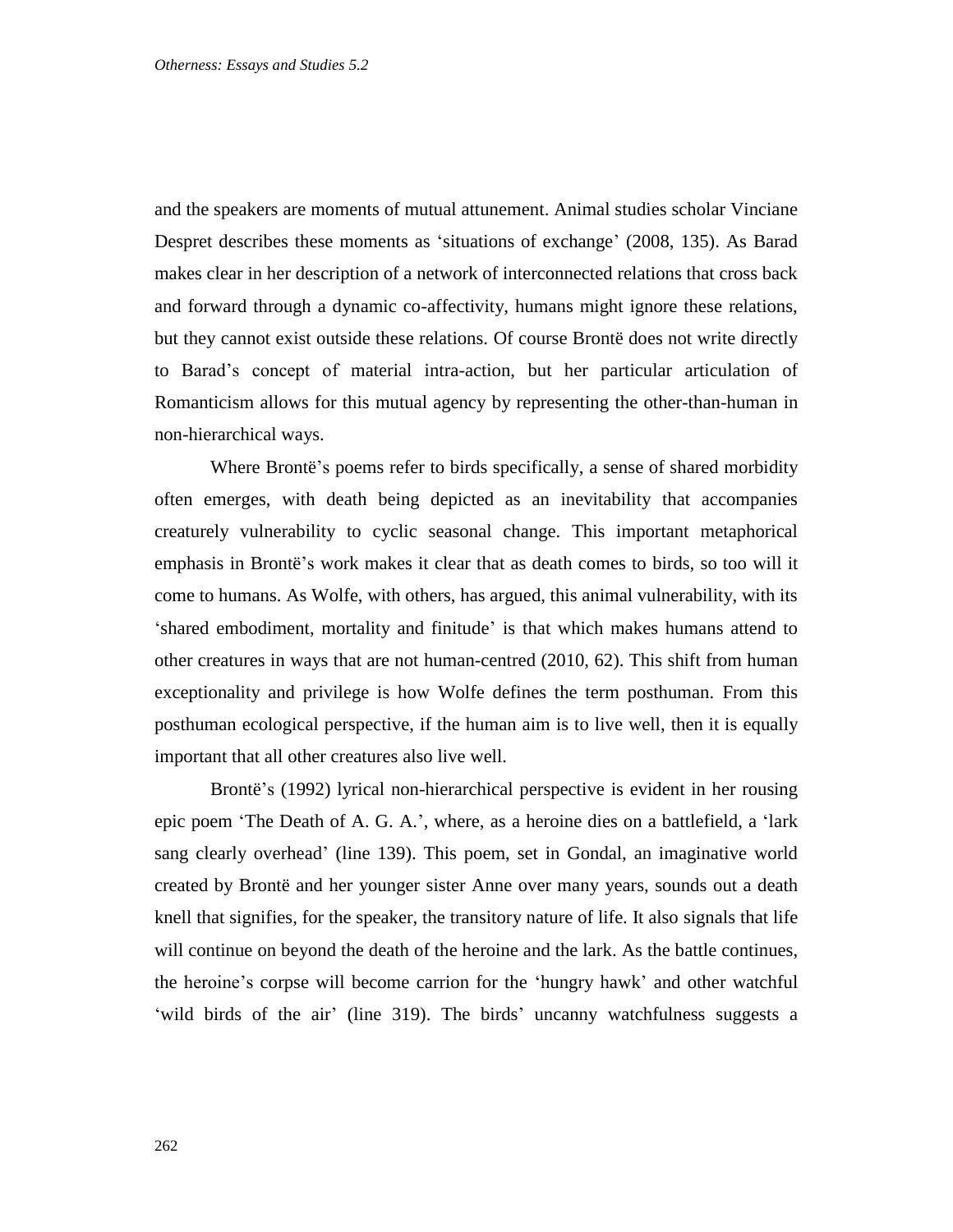and the speakers are moments of mutual attunement. Animal studies scholar Vinciane Despret describes these moments as 'situations of exchange' (2008, 135). As Barad makes clear in her description of a network of interconnected relations that cross back and forward through a dynamic co-affectivity, humans might ignore these relations, but they cannot exist outside these relations. Of course Brontë does not write directly to Barad's concept of material intra-action, but her particular articulation of Romanticism allows for this mutual agency by representing the other-than-human in non-hierarchical ways.

Where Brontë's poems refer to birds specifically, a sense of shared morbidity often emerges, with death being depicted as an inevitability that accompanies creaturely vulnerability to cyclic seasonal change. This important metaphorical emphasis in Brontë's work makes it clear that as death comes to birds, so too will it come to humans. As Wolfe, with others, has argued, this animal vulnerability, with its 'shared embodiment, mortality and finitude' is that which makes humans attend to other creatures in ways that are not human-centred (2010, 62). This shift from human exceptionality and privilege is how Wolfe defines the term posthuman. From this posthuman ecological perspective, if the human aim is to live well, then it is equally important that all other creatures also live well.

Brontë's (1992) lyrical non-hierarchical perspective is evident in her rousing epic poem 'The Death of A. G. A.', where, as a heroine dies on a battlefield, a 'lark sang clearly overhead' (line 139). This poem, set in Gondal, an imaginative world created by Brontë and her younger sister Anne over many years, sounds out a death knell that signifies, for the speaker, the transitory nature of life. It also signals that life will continue on beyond the death of the heroine and the lark. As the battle continues, the heroine's corpse will become carrion for the 'hungry hawk' and other watchful 'wild birds of the air' (line 319). The birds' uncanny watchfulness suggests a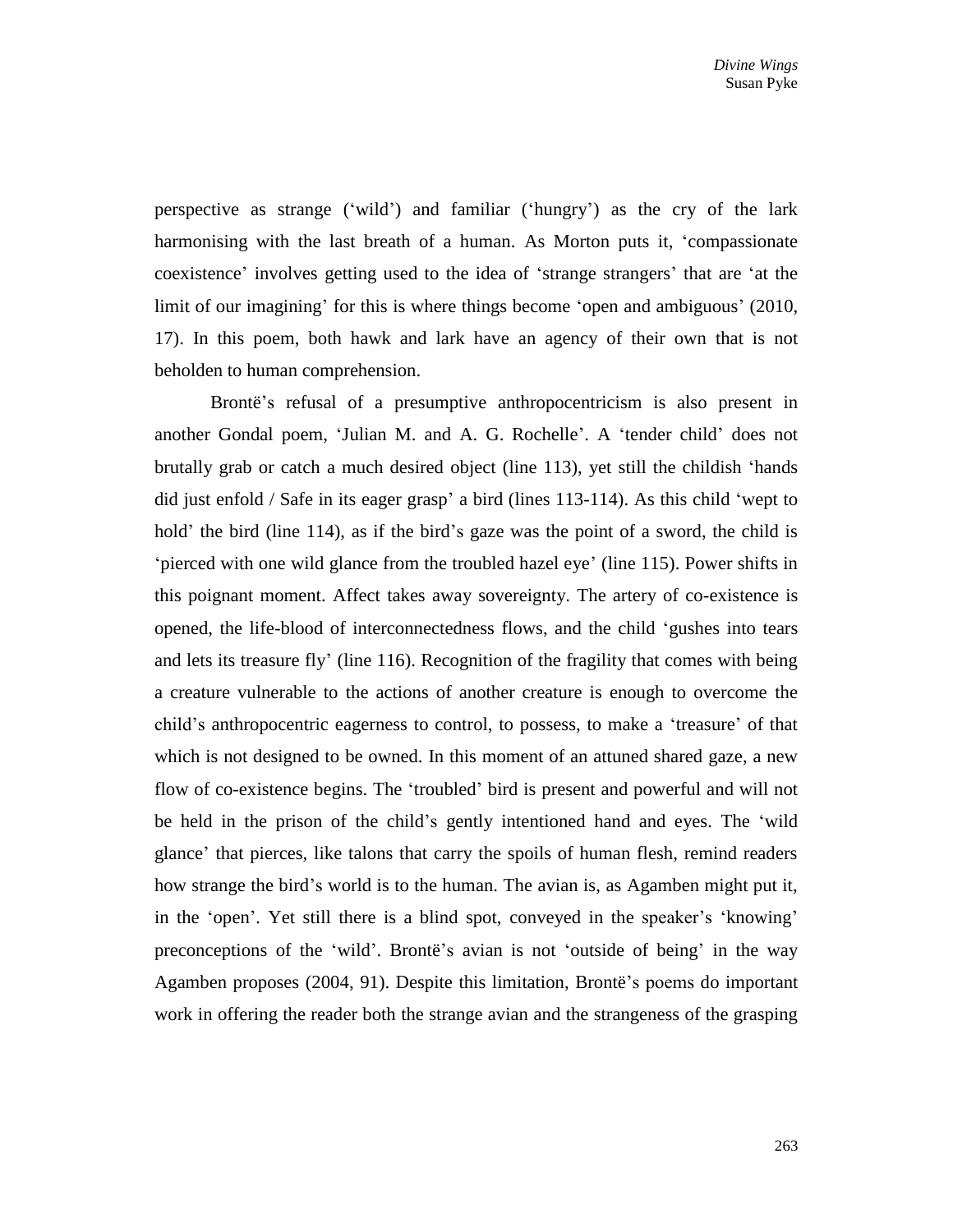perspective as strange ('wild') and familiar ('hungry') as the cry of the lark harmonising with the last breath of a human. As Morton puts it, 'compassionate coexistence' involves getting used to the idea of 'strange strangers' that are 'at the limit of our imagining' for this is where things become 'open and ambiguous' (2010, 17). In this poem, both hawk and lark have an agency of their own that is not beholden to human comprehension.

Brontë's refusal of a presumptive anthropocentricism is also present in another Gondal poem, 'Julian M. and A. G. Rochelle'. A 'tender child' does not brutally grab or catch a much desired object (line 113), yet still the childish 'hands did just enfold / Safe in its eager grasp' a bird (lines 113-114). As this child 'wept to hold' the bird (line 114), as if the bird's gaze was the point of a sword, the child is 'pierced with one wild glance from the troubled hazel eye' (line 115). Power shifts in this poignant moment. Affect takes away sovereignty. The artery of co-existence is opened, the life-blood of interconnectedness flows, and the child 'gushes into tears and lets its treasure fly' (line 116). Recognition of the fragility that comes with being a creature vulnerable to the actions of another creature is enough to overcome the child's anthropocentric eagerness to control, to possess, to make a 'treasure' of that which is not designed to be owned. In this moment of an attuned shared gaze, a new flow of co-existence begins. The 'troubled' bird is present and powerful and will not be held in the prison of the child's gently intentioned hand and eyes. The 'wild glance' that pierces, like talons that carry the spoils of human flesh, remind readers how strange the bird's world is to the human. The avian is, as Agamben might put it, in the 'open'. Yet still there is a blind spot, conveyed in the speaker's 'knowing' preconceptions of the 'wild'. Brontë's avian is not 'outside of being' in the way Agamben proposes (2004, 91). Despite this limitation, Brontë's poems do important work in offering the reader both the strange avian and the strangeness of the grasping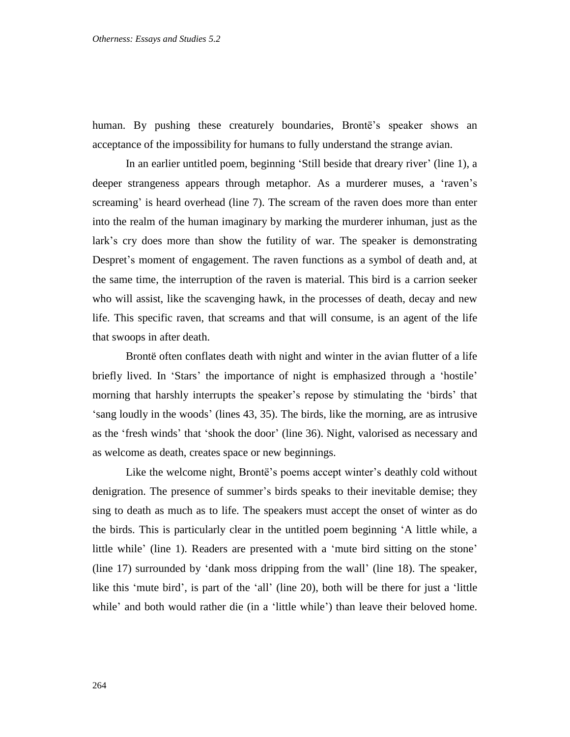human. By pushing these creaturely boundaries, Brontë's speaker shows an acceptance of the impossibility for humans to fully understand the strange avian.

In an earlier untitled poem, beginning 'Still beside that dreary river' (line 1), a deeper strangeness appears through metaphor. As a murderer muses, a 'raven's screaming' is heard overhead (line 7). The scream of the raven does more than enter into the realm of the human imaginary by marking the murderer inhuman, just as the lark's cry does more than show the futility of war. The speaker is demonstrating Despret's moment of engagement. The raven functions as a symbol of death and, at the same time, the interruption of the raven is material. This bird is a carrion seeker who will assist, like the scavenging hawk, in the processes of death, decay and new life. This specific raven, that screams and that will consume, is an agent of the life that swoops in after death.

Brontë often conflates death with night and winter in the avian flutter of a life briefly lived. In 'Stars' the importance of night is emphasized through a 'hostile' morning that harshly interrupts the speaker's repose by stimulating the 'birds' that 'sang loudly in the woods' (lines 43, 35). The birds, like the morning, are as intrusive as the 'fresh winds' that 'shook the door' (line 36). Night, valorised as necessary and as welcome as death, creates space or new beginnings.

Like the welcome night, Brontë's poems accept winter's deathly cold without denigration. The presence of summer's birds speaks to their inevitable demise; they sing to death as much as to life. The speakers must accept the onset of winter as do the birds. This is particularly clear in the untitled poem beginning 'A little while, a little while' (line 1). Readers are presented with a 'mute bird sitting on the stone' (line 17) surrounded by 'dank moss dripping from the wall' (line 18). The speaker, like this 'mute bird', is part of the 'all' (line 20), both will be there for just a 'little while' and both would rather die (in a 'little while') than leave their beloved home.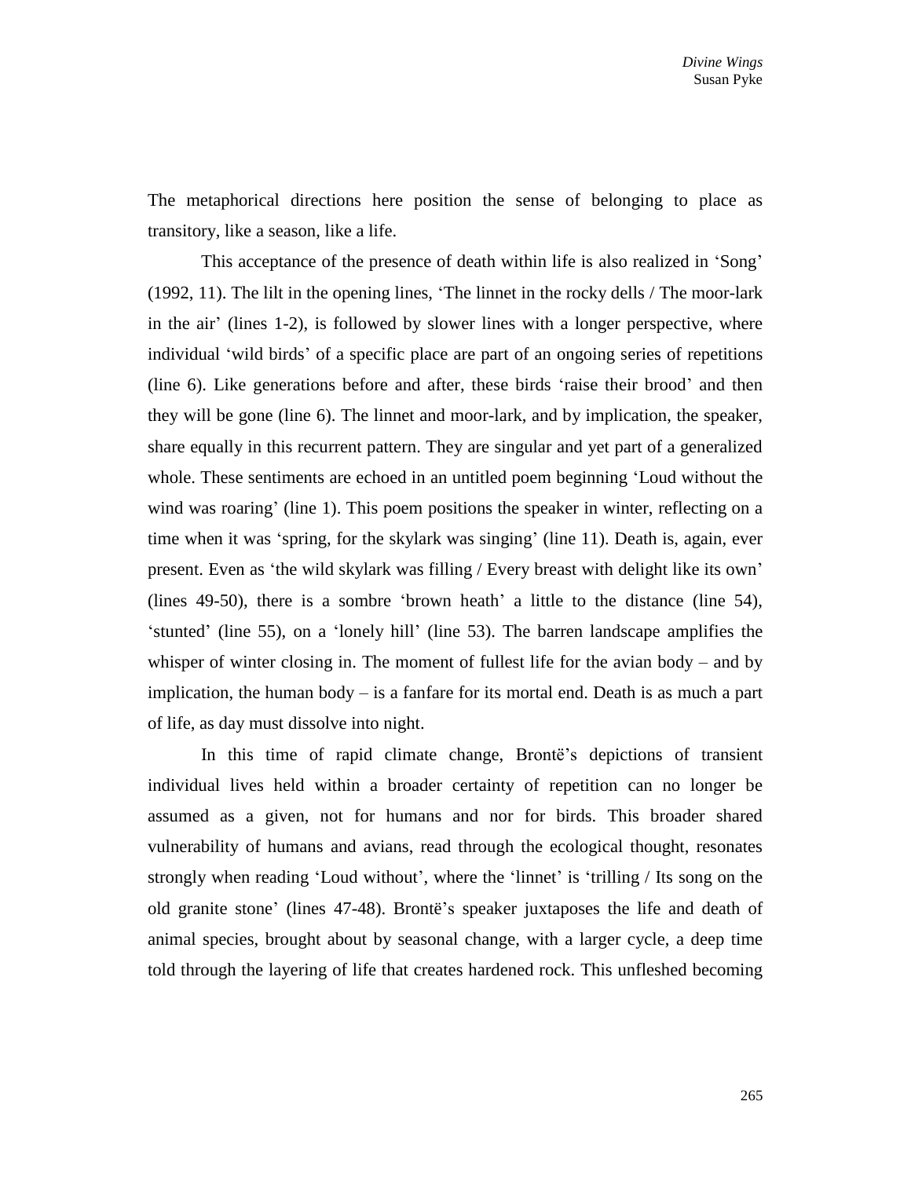The metaphorical directions here position the sense of belonging to place as transitory, like a season, like a life.

This acceptance of the presence of death within life is also realized in 'Song' (1992, 11). The lilt in the opening lines, 'The linnet in the rocky dells / The moor-lark in the air' (lines 1-2), is followed by slower lines with a longer perspective, where individual 'wild birds' of a specific place are part of an ongoing series of repetitions (line 6). Like generations before and after, these birds 'raise their brood' and then they will be gone (line 6). The linnet and moor-lark, and by implication, the speaker, share equally in this recurrent pattern. They are singular and yet part of a generalized whole. These sentiments are echoed in an untitled poem beginning 'Loud without the wind was roaring' (line 1). This poem positions the speaker in winter, reflecting on a time when it was 'spring, for the skylark was singing' (line 11). Death is, again, ever present. Even as 'the wild skylark was filling / Every breast with delight like its own' (lines 49-50), there is a sombre 'brown heath' a little to the distance (line 54), 'stunted' (line 55), on a 'lonely hill' (line 53). The barren landscape amplifies the whisper of winter closing in. The moment of fullest life for the avian body – and by implication, the human body – is a fanfare for its mortal end. Death is as much a part of life, as day must dissolve into night.

In this time of rapid climate change, Brontë's depictions of transient individual lives held within a broader certainty of repetition can no longer be assumed as a given, not for humans and nor for birds. This broader shared vulnerability of humans and avians, read through the ecological thought, resonates strongly when reading 'Loud without', where the 'linnet' is 'trilling / Its song on the old granite stone' (lines 47-48). Brontë's speaker juxtaposes the life and death of animal species, brought about by seasonal change, with a larger cycle, a deep time told through the layering of life that creates hardened rock. This unfleshed becoming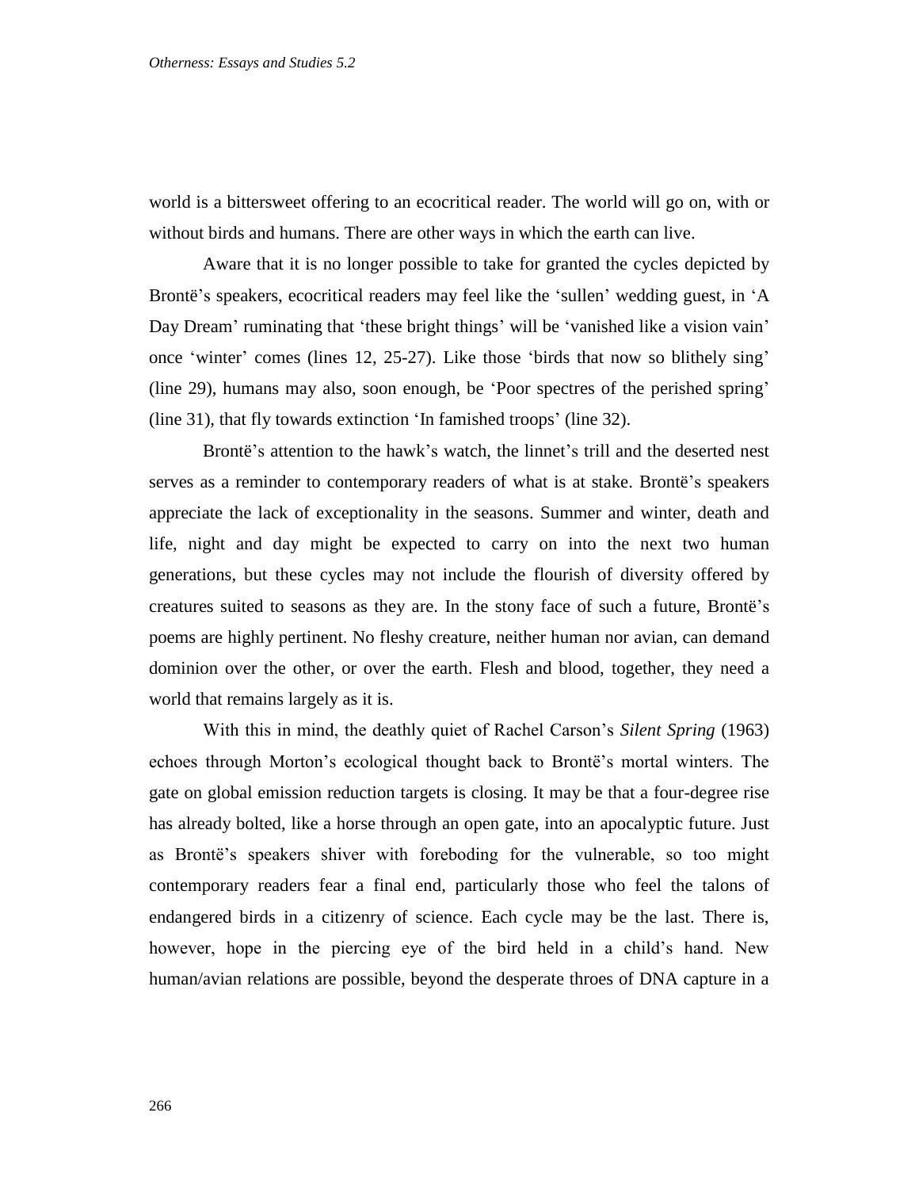world is a bittersweet offering to an ecocritical reader. The world will go on, with or without birds and humans. There are other ways in which the earth can live.

Aware that it is no longer possible to take for granted the cycles depicted by Brontë's speakers, ecocritical readers may feel like the 'sullen' wedding guest, in 'A Day Dream' ruminating that 'these bright things' will be 'vanished like a vision vain' once 'winter' comes (lines 12, 25-27). Like those 'birds that now so blithely sing' (line 29), humans may also, soon enough, be 'Poor spectres of the perished spring' (line 31), that fly towards extinction 'In famished troops' (line 32).

Brontë's attention to the hawk's watch, the linnet's trill and the deserted nest serves as a reminder to contemporary readers of what is at stake. Brontë's speakers appreciate the lack of exceptionality in the seasons. Summer and winter, death and life, night and day might be expected to carry on into the next two human generations, but these cycles may not include the flourish of diversity offered by creatures suited to seasons as they are. In the stony face of such a future, Brontë's poems are highly pertinent. No fleshy creature, neither human nor avian, can demand dominion over the other, or over the earth. Flesh and blood, together, they need a world that remains largely as it is.

With this in mind, the deathly quiet of Rachel Carson's *Silent Spring* (1963) echoes through Morton's ecological thought back to Brontë's mortal winters. The gate on global emission reduction targets is closing. It may be that a four-degree rise has already bolted, like a horse through an open gate, into an apocalyptic future. Just as Brontë's speakers shiver with foreboding for the vulnerable, so too might contemporary readers fear a final end, particularly those who feel the talons of endangered birds in a citizenry of science. Each cycle may be the last. There is, however, hope in the piercing eye of the bird held in a child's hand. New human/avian relations are possible, beyond the desperate throes of DNA capture in a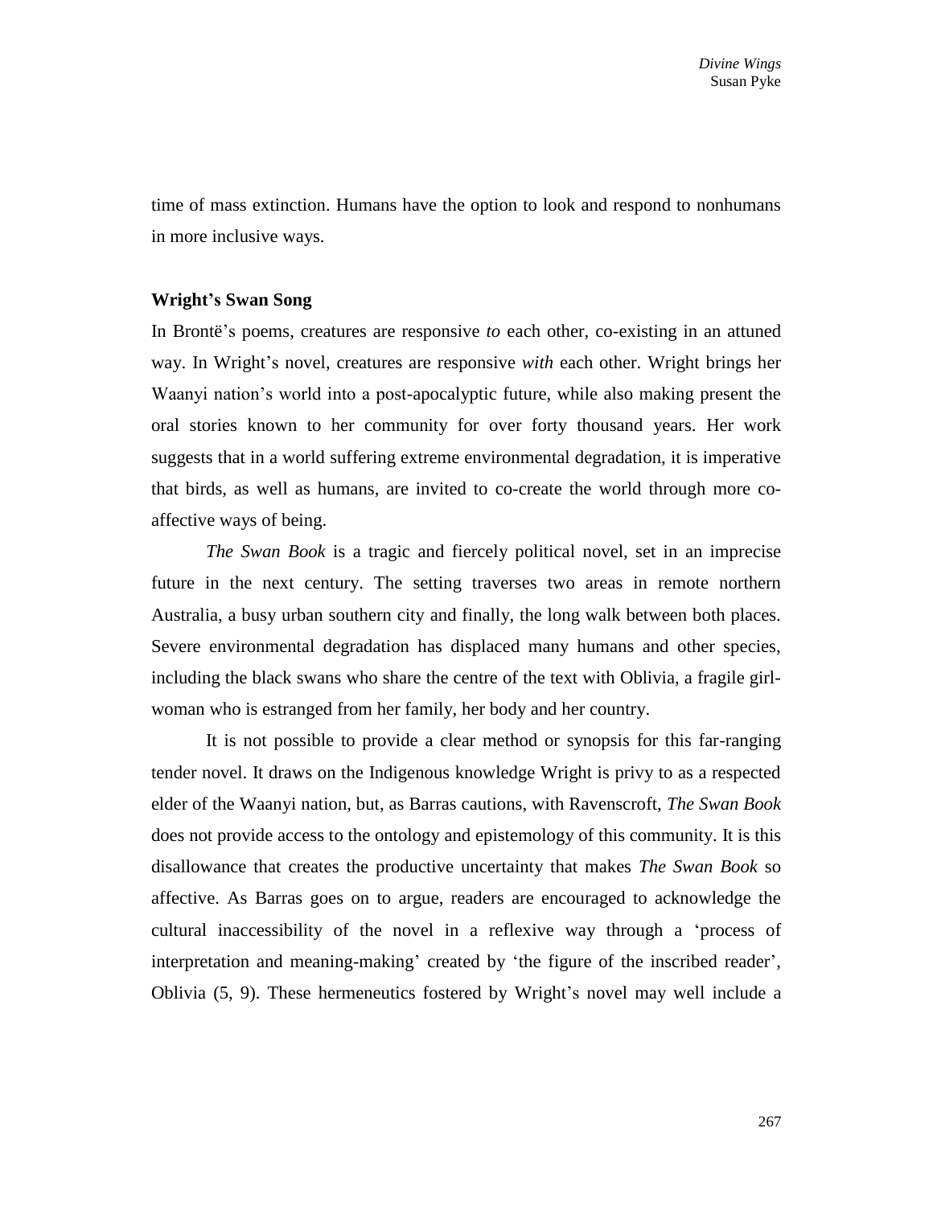time of mass extinction. Humans have the option to look and respond to nonhumans in more inclusive ways.

### Wright's Swan Song

In Brontë's poems, creatures are responsive *to* each other, co-existing in an attuned way. In Wright's novel, creatures are responsive *with* each other. Wright brings her Waanyi nation's world into a post-apocalyptic future, while also making present the oral stories known to her community for over forty thousand years. Her work suggests that in a world suffering extreme environmental degradation, it is imperative that birds, as well as humans, are invited to co-create the world through more co-affective ways of being.

*The Swan Book* is a tragic and fiercely political novel, set in an imprecise future in the next century. The setting traverses two areas in remote northern Australia, a busy urban southern city and finally, the long walk between both places. Severe environmental degradation has displaced many humans and other species, including the black swans who share the centre of the text with Oblivia, a fragile girl-woman who is estranged from her family, her body and her country.

It is not possible to provide a clear method or synopsis for this far-ranging tender novel. It draws on the Indigenous knowledge Wright is privy to as a respected elder of the Waanyi nation, but, as Barras cautions, with Ravenscroft, *The Swan Book* does not provide access to the ontology and epistemology of this community. It is this disallowance that creates the productive uncertainty that makes *The Swan Book* so affective. As Barras goes on to argue, readers are encouraged to acknowledge the cultural inaccessibility of the novel in a reflexive way through a 'process of interpretation and meaning-making' created by 'the figure of the inscribed reader', Oblivia (5, 9). These hermeneutics fostered by Wright's novel may well include a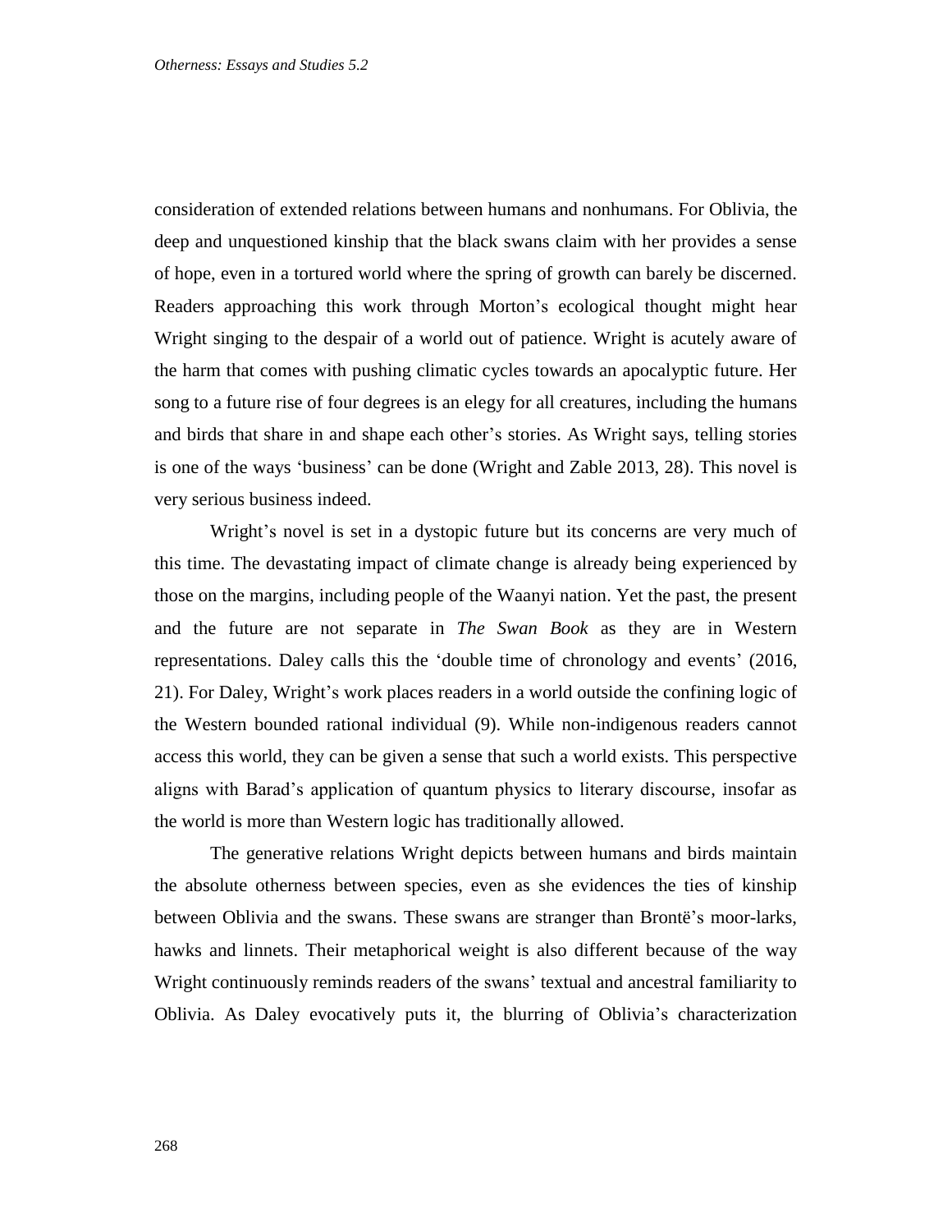consideration of extended relations between humans and nonhumans. For Oblivia, the deep and unquestioned kinship that the black swans claim with her provides a sense of hope, even in a tortured world where the spring of growth can barely be discerned. Readers approaching this work through Morton's ecological thought might hear Wright singing to the despair of a world out of patience. Wright is acutely aware of the harm that comes with pushing climatic cycles towards an apocalyptic future. Her song to a future rise of four degrees is an elegy for all creatures, including the humans and birds that share in and shape each other's stories. As Wright says, telling stories is one of the ways 'business' can be done (Wright and Zable 2013, 28). This novel is very serious business indeed.

Wright's novel is set in a dystopic future but its concerns are very much of this time. The devastating impact of climate change is already being experienced by those on the margins, including people of the Waanyi nation. Yet the past, the present and the future are not separate in *The Swan Book* as they are in Western representations. Daley calls this the 'double time of chronology and events' (2016, 21). For Daley, Wright's work places readers in a world outside the confining logic of the Western bounded rational individual (9). While non-indigenous readers cannot access this world, they can be given a sense that such a world exists. This perspective aligns with Barad's application of quantum physics to literary discourse, insofar as the world is more than Western logic has traditionally allowed.

The generative relations Wright depicts between humans and birds maintain the absolute otherness between species, even as she evidences the ties of kinship between Oblivia and the swans. These swans are stranger than Brontë's moor-larks, hawks and linnets. Their metaphorical weight is also different because of the way Wright continuously reminds readers of the swans' textual and ancestral familiarity to Oblivia. As Daley evocatively puts it, the blurring of Oblivia's characterization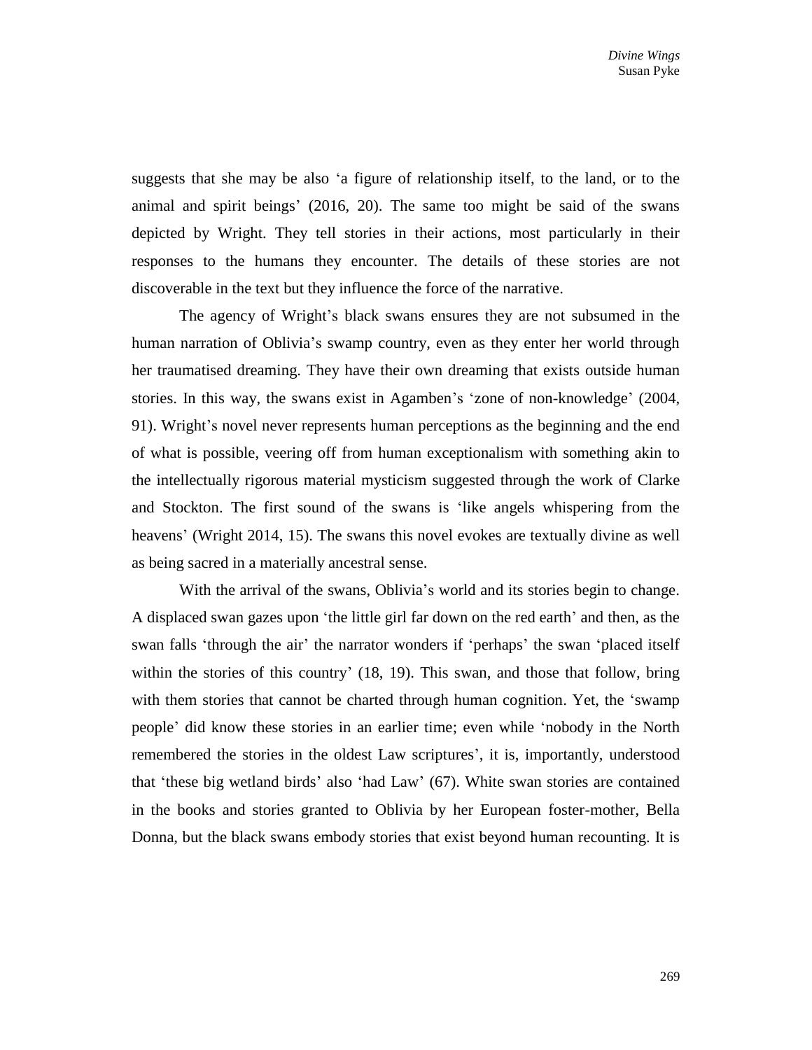suggests that she may be also ‘a figure of relationship itself, to the land, or to the animal and spirit beings’ (2016, 20). The same too might be said of the swans depicted by Wright. They tell stories in their actions, most particularly in their responses to the humans they encounter. The details of these stories are not discoverable in the text but they influence the force of the narrative.

The agency of Wright’s black swans ensures they are not subsumed in the human narration of Oblivia’s swamp country, even as they enter her world through her traumatised dreaming. They have their own dreaming that exists outside human stories. In this way, the swans exist in Agamben’s ‘zone of non-knowledge’ (2004, 91). Wright’s novel never represents human perceptions as the beginning and the end of what is possible, veering off from human exceptionalism with something akin to the intellectually rigorous material mysticism suggested through the work of Clarke and Stockton. The first sound of the swans is ‘like angels whispering from the heavens’ (Wright 2014, 15). The swans this novel evokes are textually divine as well as being sacred in a materially ancestral sense.

With the arrival of the swans, Oblivia’s world and its stories begin to change. A displaced swan gazes upon ‘the little girl far down on the red earth’ and then, as the swan falls ‘through the air’ the narrator wonders if ‘perhaps’ the swan ‘placed itself within the stories of this country’ (18, 19). This swan, and those that follow, bring with them stories that cannot be charted through human cognition. Yet, the ‘swamp people’ did know these stories in an earlier time; even while ‘nobody in the North remembered the stories in the oldest Law scriptures’, it is, importantly, understood that ‘these big wetland birds’ also ‘had Law’ (67). White swan stories are contained in the books and stories granted to Oblivia by her European foster-mother, Bella Donna, but the black swans embody stories that exist beyond human recounting. It is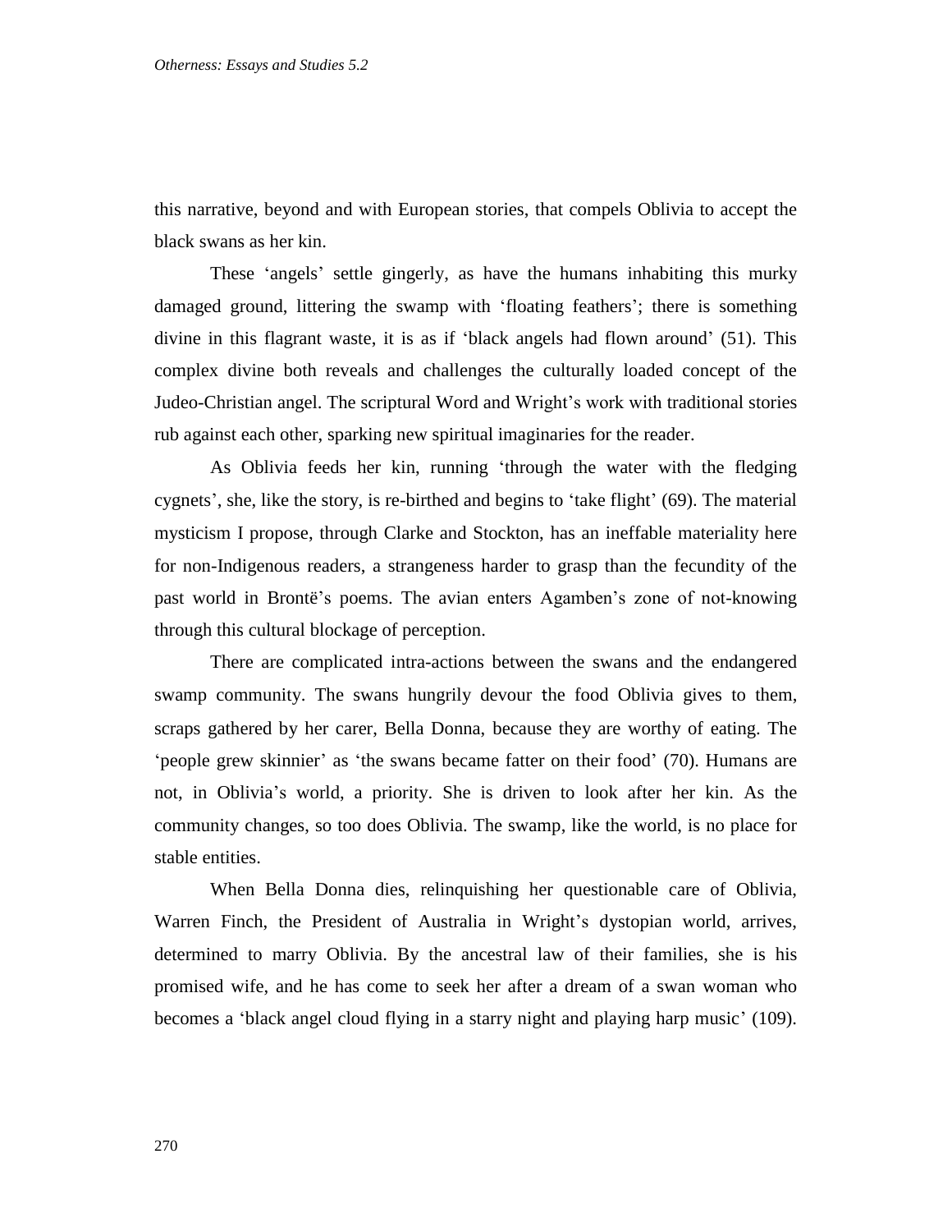this narrative, beyond and with European stories, that compels Oblivia to accept the black swans as her kin.

These 'angels' settle gingerly, as have the humans inhabiting this murky damaged ground, littering the swamp with 'floating feathers'; there is something divine in this flagrant waste, it is as if 'black angels had flown around' (51). This complex divine both reveals and challenges the culturally loaded concept of the Judeo-Christian angel. The scriptural Word and Wright's work with traditional stories rub against each other, sparking new spiritual imaginaries for the reader.

As Oblivia feeds her kin, running 'through the water with the fledging cygnets', she, like the story, is re-birthed and begins to 'take flight' (69). The material mysticism I propose, through Clarke and Stockton, has an ineffable materiality here for non-Indigenous readers, a strangeness harder to grasp than the fecundity of the past world in Brontë's poems. The avian enters Agamben's zone of not-knowing through this cultural blockage of perception.

There are complicated intra-actions between the swans and the endangered swamp community. The swans hungrily devour the food Oblivia gives to them, scraps gathered by her carer, Bella Donna, because they are worthy of eating. The 'people grew skinnier' as 'the swans became fatter on their food' (70). Humans are not, in Oblivia's world, a priority. She is driven to look after her kin. As the community changes, so too does Oblivia. The swamp, like the world, is no place for stable entities.

When Bella Donna dies, relinquishing her questionable care of Oblivia, Warren Finch, the President of Australia in Wright's dystopian world, arrives, determined to marry Oblivia. By the ancestral law of their families, she is his promised wife, and he has come to seek her after a dream of a swan woman who becomes a 'black angel cloud flying in a starry night and playing harp music' (109).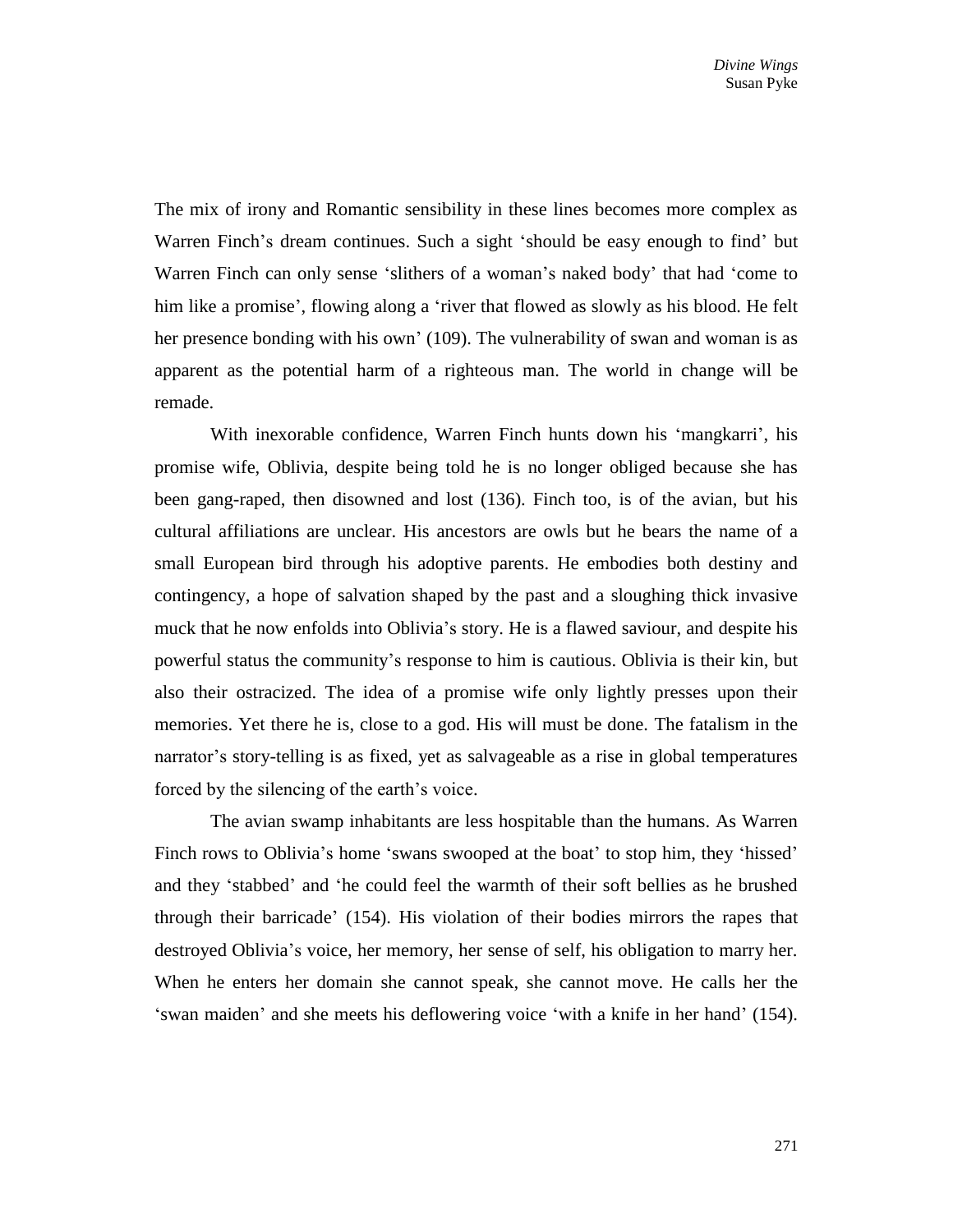The mix of irony and Romantic sensibility in these lines becomes more complex as Warren Finch's dream continues. Such a sight 'should be easy enough to find' but Warren Finch can only sense 'slithers of a woman's naked body' that had 'come to him like a promise', flowing along a 'river that flowed as slowly as his blood. He felt her presence bonding with his own' (109). The vulnerability of swan and woman is as apparent as the potential harm of a righteous man. The world in change will be remade.

With inexorable confidence, Warren Finch hunts down his 'mangkarri', his promise wife, Oblivia, despite being told he is no longer obliged because she has been gang-raped, then disowned and lost (136). Finch too, is of the avian, but his cultural affiliations are unclear. His ancestors are owls but he bears the name of a small European bird through his adoptive parents. He embodies both destiny and contingency, a hope of salvation shaped by the past and a sloughing thick invasive muck that he now enfolds into Oblivia's story. He is a flawed saviour, and despite his powerful status the community's response to him is cautious. Oblivia is their kin, but also their ostracized. The idea of a promise wife only lightly presses upon their memories. Yet there he is, close to a god. His will must be done. The fatalism in the narrator's story-telling is as fixed, yet as salvageable as a rise in global temperatures forced by the silencing of the earth's voice.

The avian swamp inhabitants are less hospitable than the humans. As Warren Finch rows to Oblivia's home 'swans swooped at the boat' to stop him, they 'hissed' and they 'stabbed' and 'he could feel the warmth of their soft bellies as he brushed through their barricade' (154). His violation of their bodies mirrors the rapes that destroyed Oblivia's voice, her memory, her sense of self, his obligation to marry her. When he enters her domain she cannot speak, she cannot move. He calls her the 'swan maiden' and she meets his deflowering voice 'with a knife in her hand' (154).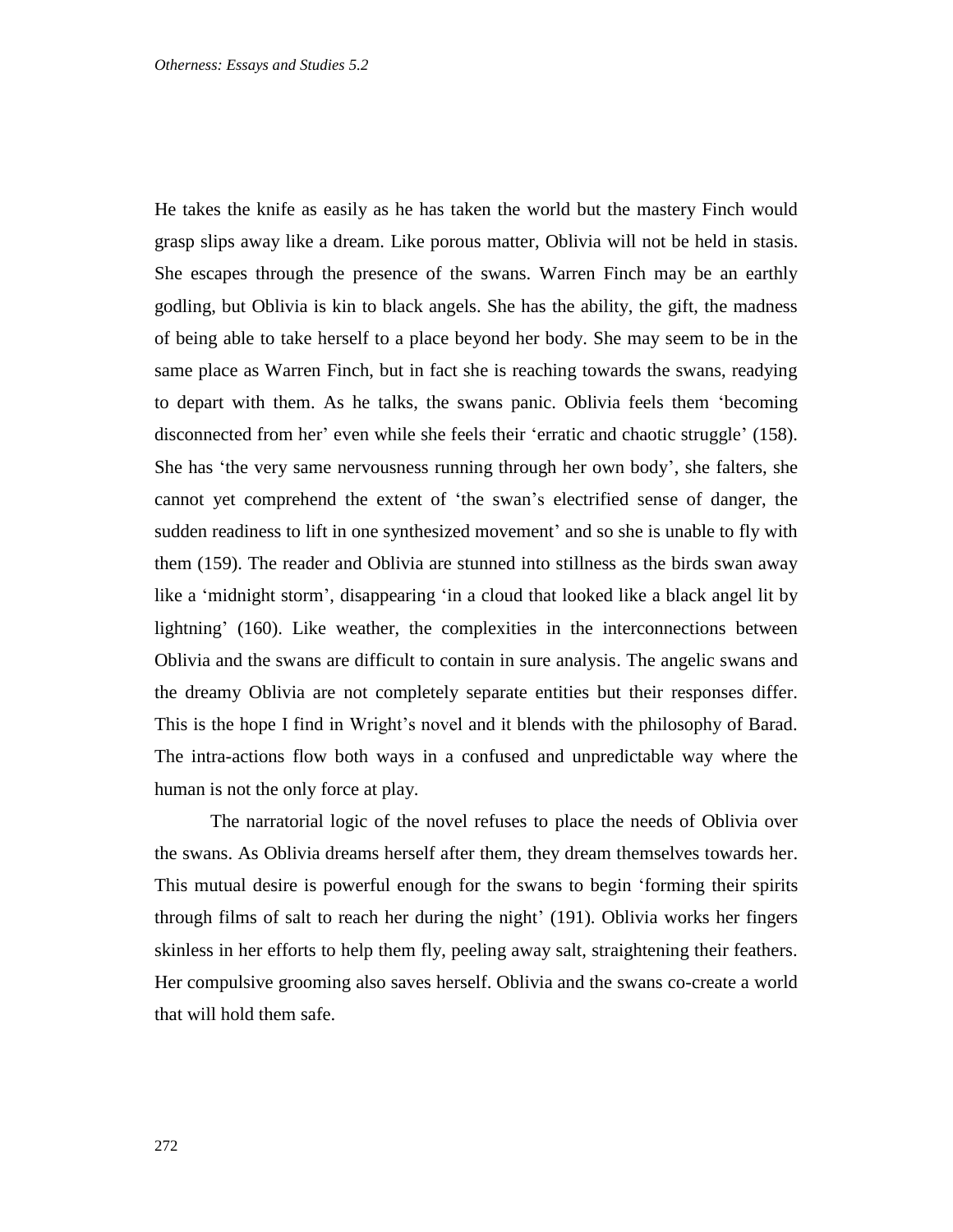He takes the knife as easily as he has taken the world but the mastery Finch would grasp slips away like a dream. Like porous matter, Oblivia will not be held in stasis. She escapes through the presence of the swans. Warren Finch may be an earthly godling, but Oblivia is kin to black angels. She has the ability, the gift, the madness of being able to take herself to a place beyond her body. She may seem to be in the same place as Warren Finch, but in fact she is reaching towards the swans, readying to depart with them. As he talks, the swans panic. Oblivia feels them 'becoming disconnected from her' even while she feels their 'erratic and chaotic struggle' (158). She has 'the very same nervousness running through her own body', she falters, she cannot yet comprehend the extent of 'the swan's electrified sense of danger, the sudden readiness to lift in one synthesized movement' and so she is unable to fly with them (159). The reader and Oblivia are stunned into stillness as the birds swan away like a 'midnight storm', disappearing 'in a cloud that looked like a black angel lit by lightning' (160). Like weather, the complexities in the interconnections between Oblivia and the swans are difficult to contain in sure analysis. The angelic swans and the dreamy Oblivia are not completely separate entities but their responses differ. This is the hope I find in Wright's novel and it blends with the philosophy of Barad. The intra-actions flow both ways in a confused and unpredictable way where the human is not the only force at play.

The narratorial logic of the novel refuses to place the needs of Oblivia over the swans. As Oblivia dreams herself after them, they dream themselves towards her. This mutual desire is powerful enough for the swans to begin 'forming their spirits through films of salt to reach her during the night' (191). Oblivia works her fingers skinless in her efforts to help them fly, peeling away salt, straightening their feathers. Her compulsive grooming also saves herself. Oblivia and the swans co-create a world that will hold them safe.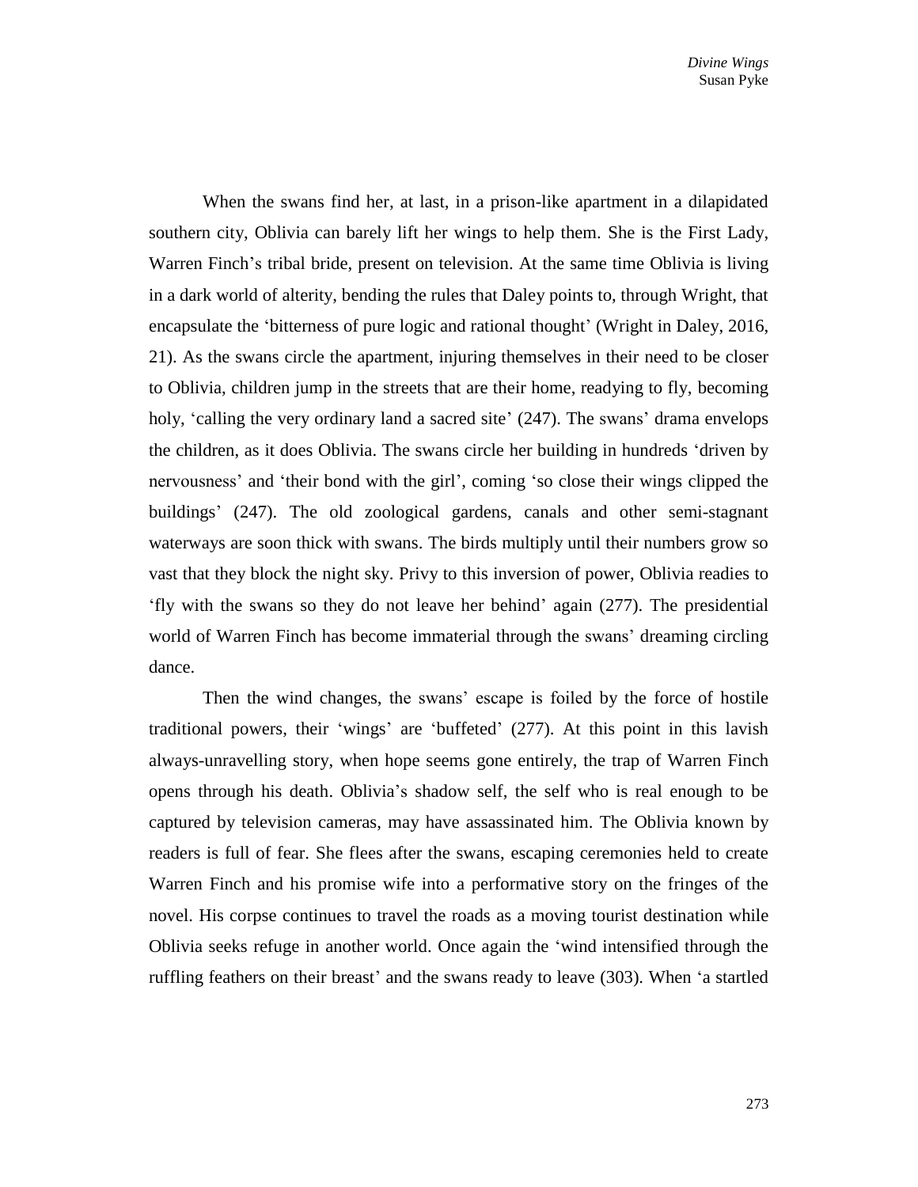When the swans find her, at last, in a prison-like apartment in a dilapidated southern city, Oblivia can barely lift her wings to help them. She is the First Lady, Warren Finch's tribal bride, present on television. At the same time Oblivia is living in a dark world of alterity, bending the rules that Daley points to, through Wright, that encapsulate the 'bitterness of pure logic and rational thought' (Wright in Daley, 2016, 21). As the swans circle the apartment, injuring themselves in their need to be closer to Oblivia, children jump in the streets that are their home, readying to fly, becoming holy, 'calling the very ordinary land a sacred site' (247). The swans' drama envelops the children, as it does Oblivia. The swans circle her building in hundreds 'driven by nervousness' and 'their bond with the girl', coming 'so close their wings clipped the buildings' (247). The old zoological gardens, canals and other semi-stagnant waterways are soon thick with swans. The birds multiply until their numbers grow so vast that they block the night sky. Privy to this inversion of power, Oblivia readies to 'fly with the swans so they do not leave her behind' again (277). The presidential world of Warren Finch has become immaterial through the swans' dreaming circling dance.

Then the wind changes, the swans' escape is foiled by the force of hostile traditional powers, their 'wings' are 'buffeted' (277). At this point in this lavish always-unravelling story, when hope seems gone entirely, the trap of Warren Finch opens through his death. Oblivia's shadow self, the self who is real enough to be captured by television cameras, may have assassinated him. The Oblivia known by readers is full of fear. She flees after the swans, escaping ceremonies held to create Warren Finch and his promise wife into a performative story on the fringes of the novel. His corpse continues to travel the roads as a moving tourist destination while Oblivia seeks refuge in another world. Once again the 'wind intensified through the ruffling feathers on their breast' and the swans ready to leave (303). When 'a startled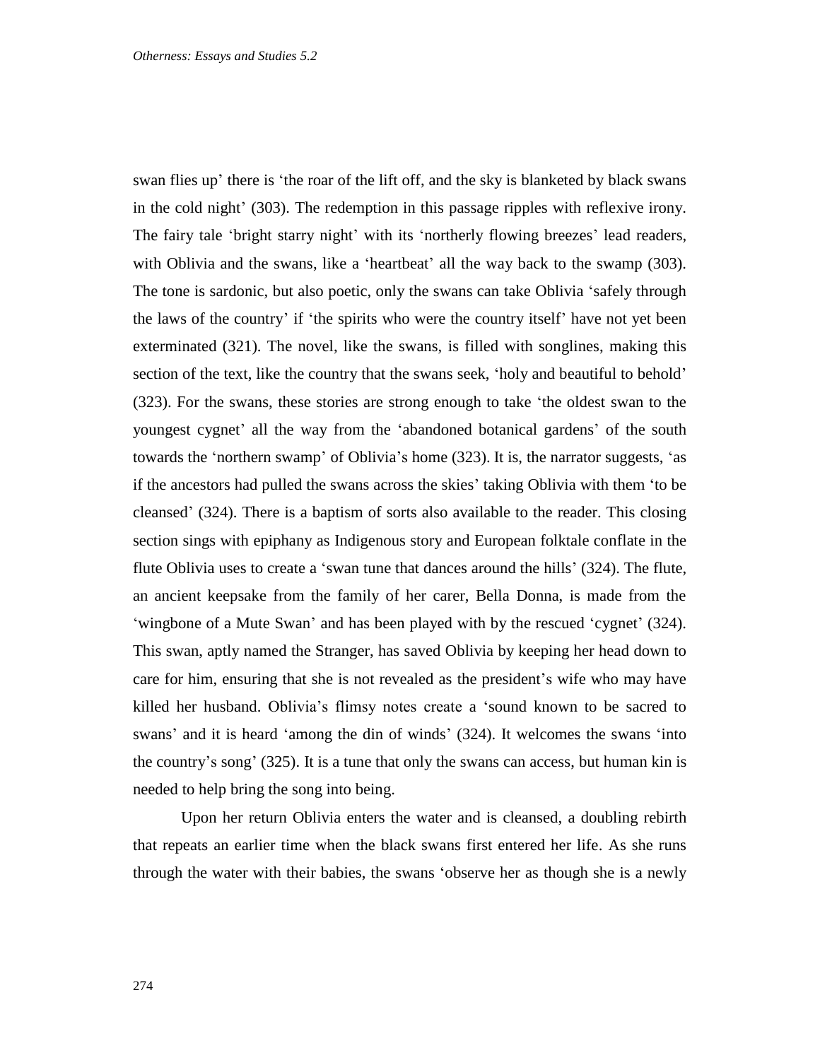swan flies up' there is 'the roar of the lift off, and the sky is blanketed by black swans in the cold night' (303). The redemption in this passage ripples with reflexive irony. The fairy tale 'bright starry night' with its 'northerly flowing breezes' lead readers, with Oblivia and the swans, like a 'heartbeat' all the way back to the swamp (303). The tone is sardonic, but also poetic, only the swans can take Oblivia 'safely through the laws of the country' if 'the spirits who were the country itself' have not yet been exterminated (321). The novel, like the swans, is filled with songlines, making this section of the text, like the country that the swans seek, 'holy and beautiful to behold' (323). For the swans, these stories are strong enough to take 'the oldest swan to the youngest cygnet' all the way from the 'abandoned botanical gardens' of the south towards the 'northern swamp' of Oblivia's home (323). It is, the narrator suggests, 'as if the ancestors had pulled the swans across the skies' taking Oblivia with them 'to be cleansed' (324). There is a baptism of sorts also available to the reader. This closing section sings with epiphany as Indigenous story and European folktale conflate in the flute Oblivia uses to create a 'swan tune that dances around the hills' (324). The flute, an ancient keepsake from the family of her carer, Bella Donna, is made from the 'wingbone of a Mute Swan' and has been played with by the rescued 'cygnet' (324). This swan, aptly named the Stranger, has saved Oblivia by keeping her head down to care for him, ensuring that she is not revealed as the president's wife who may have killed her husband. Oblivia's flimsy notes create a 'sound known to be sacred to swans' and it is heard 'among the din of winds' (324). It welcomes the swans 'into the country's song' (325). It is a tune that only the swans can access, but human kin is needed to help bring the song into being.

Upon her return Oblivia enters the water and is cleansed, a doubling rebirth that repeats an earlier time when the black swans first entered her life. As she runs through the water with their babies, the swans 'observe her as though she is a newly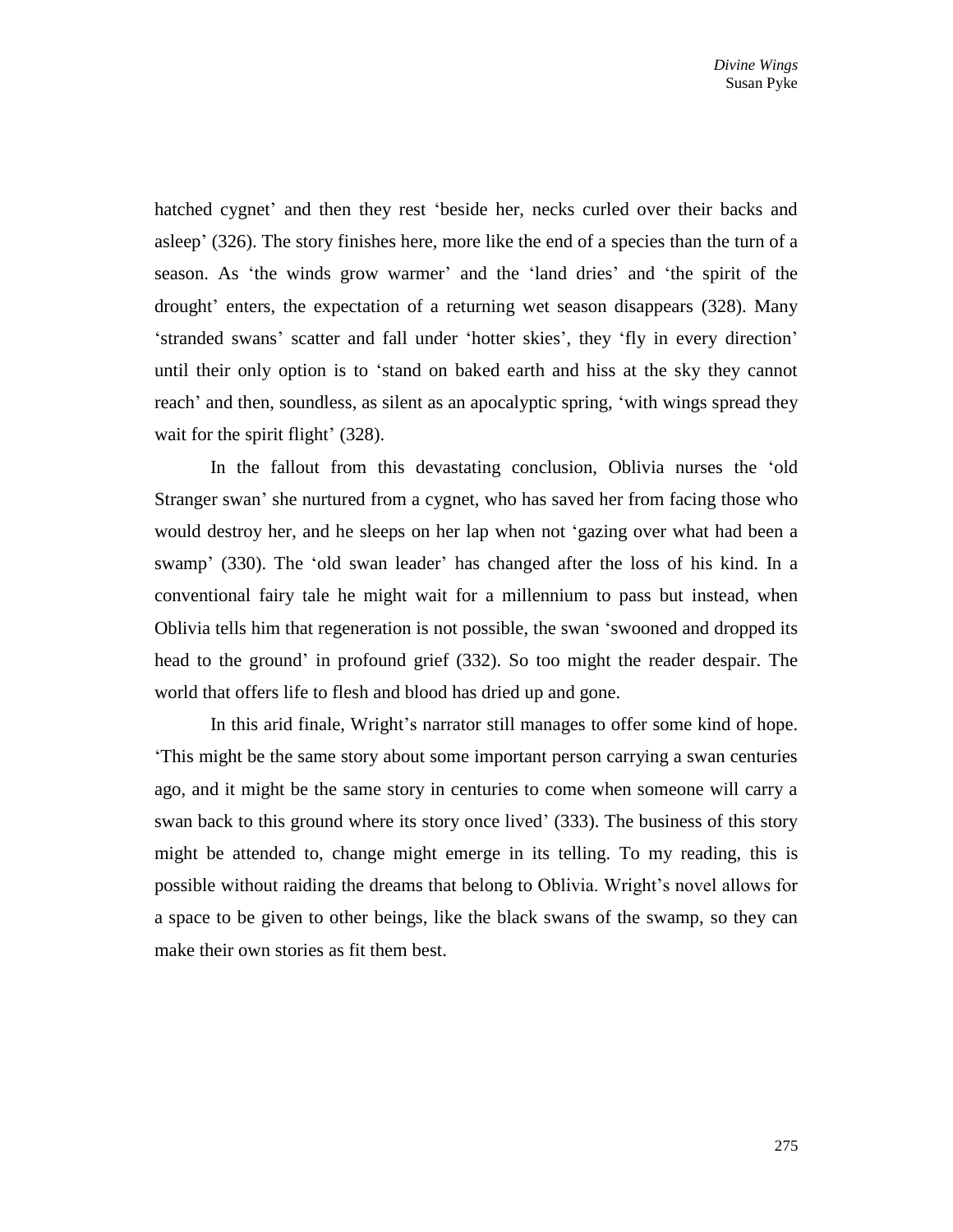hatched cygnet' and then they rest 'beside her, necks curled over their backs and asleep' (326). The story finishes here, more like the end of a species than the turn of a season. As 'the winds grow warmer' and the 'land dries' and 'the spirit of the drought' enters, the expectation of a returning wet season disappears (328). Many 'stranded swans' scatter and fall under 'hotter skies', they 'fly in every direction' until their only option is to 'stand on baked earth and hiss at the sky they cannot reach' and then, soundless, as silent as an apocalyptic spring, 'with wings spread they wait for the spirit flight' (328).

In the fallout from this devastating conclusion, Oblivia nurses the 'old Stranger swan' she nurtured from a cygnet, who has saved her from facing those who would destroy her, and he sleeps on her lap when not 'gazing over what had been a swamp' (330). The 'old swan leader' has changed after the loss of his kind. In a conventional fairy tale he might wait for a millennium to pass but instead, when Oblivia tells him that regeneration is not possible, the swan 'swooned and dropped its head to the ground' in profound grief (332). So too might the reader despair. The world that offers life to flesh and blood has dried up and gone.

In this arid finale, Wright's narrator still manages to offer some kind of hope. 'This might be the same story about some important person carrying a swan centuries ago, and it might be the same story in centuries to come when someone will carry a swan back to this ground where its story once lived' (333). The business of this story might be attended to, change might emerge in its telling. To my reading, this is possible without raiding the dreams that belong to Oblivia. Wright's novel allows for a space to be given to other beings, like the black swans of the swamp, so they can make their own stories as fit them best.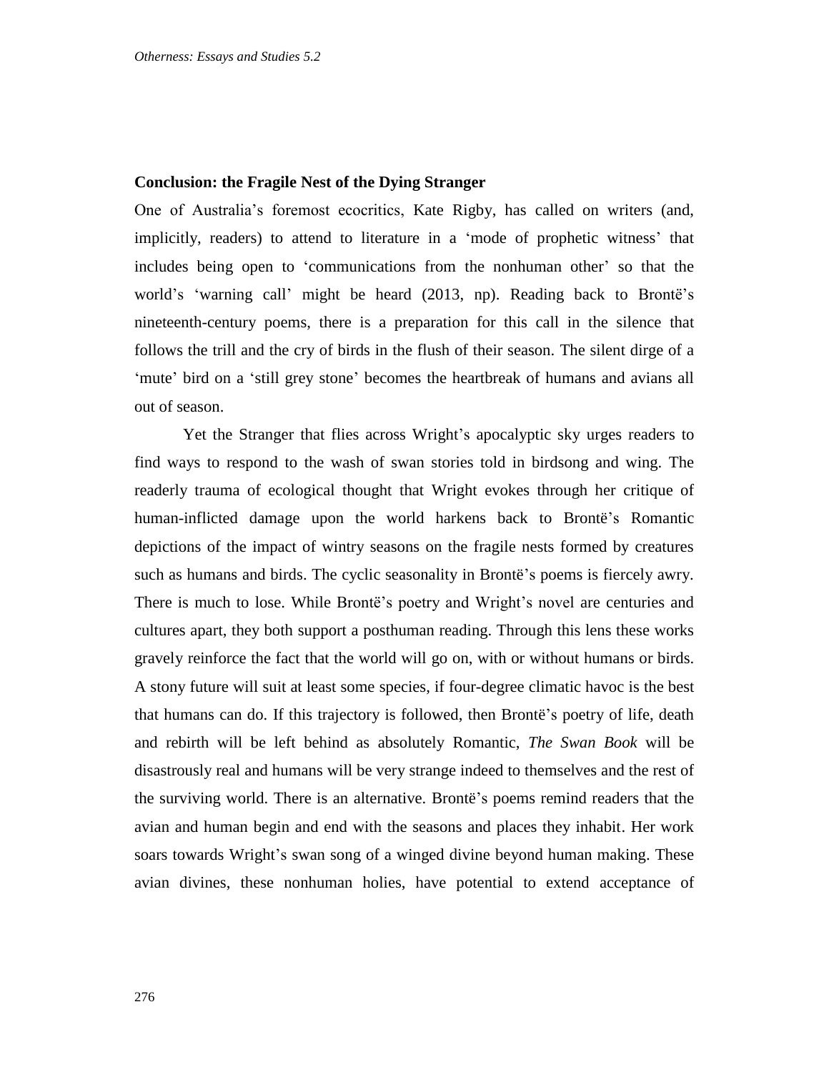## Conclusion: the Fragile Nest of the Dying Stranger

One of Australia's foremost ecocritics, Kate Rigby, has called on writers (and, implicitly, readers) to attend to literature in a 'mode of prophetic witness' that includes being open to 'communications from the nonhuman other' so that the world's 'warning call' might be heard (2013, np). Reading back to Brontë's nineteenth-century poems, there is a preparation for this call in the silence that follows the trill and the cry of birds in the flush of their season. The silent dirge of a 'mute' bird on a 'still grey stone' becomes the heartbreak of humans and avians all out of season.

Yet the Stranger that flies across Wright's apocalyptic sky urges readers to find ways to respond to the wash of swan stories told in birdsong and wing. The readerly trauma of ecological thought that Wright evokes through her critique of human-inflicted damage upon the world harkens back to Brontë's Romantic depictions of the impact of wintry seasons on the fragile nests formed by creatures such as humans and birds. The cyclic seasonality in Brontë's poems is fiercely awry. There is much to lose. While Brontë's poetry and Wright's novel are centuries and cultures apart, they both support a posthuman reading. Through this lens these works gravely reinforce the fact that the world will go on, with or without humans or birds. A stony future will suit at least some species, if four-degree climatic havoc is the best that humans can do. If this trajectory is followed, then Brontë's poetry of life, death and rebirth will be left behind as absolutely Romantic, *The Swan Book* will be disastrously real and humans will be very strange indeed to themselves and the rest of the surviving world. There is an alternative. Brontë's poems remind readers that the avian and human begin and end with the seasons and places they inhabit. Her work soars towards Wright's swan song of a winged divine beyond human making. These avian divines, these nonhuman holies, have potential to extend acceptance of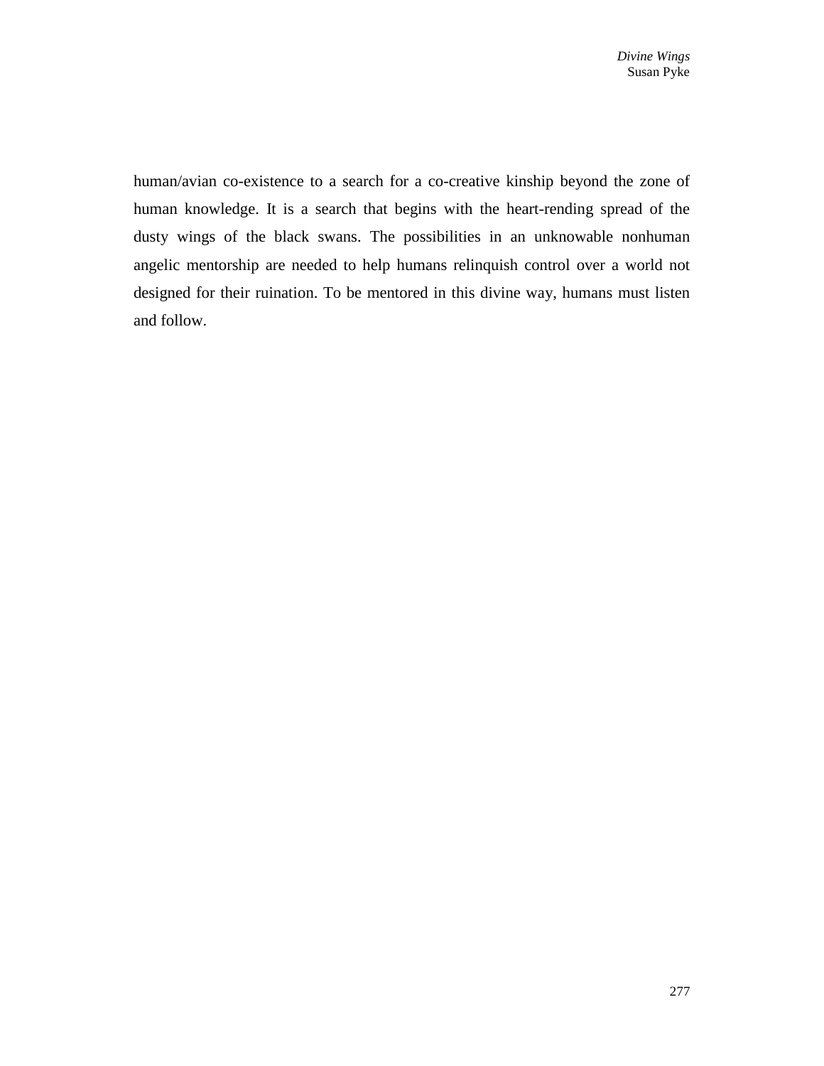human/avian co-existence to a search for a co-creative kinship beyond the zone of human knowledge. It is a search that begins with the heart-rending spread of the dusty wings of the black swans. The possibilities in an unknowable nonhuman angelic mentorship are needed to help humans relinquish control over a world not designed for their ruination. To be mentored in this divine way, humans must listen and follow.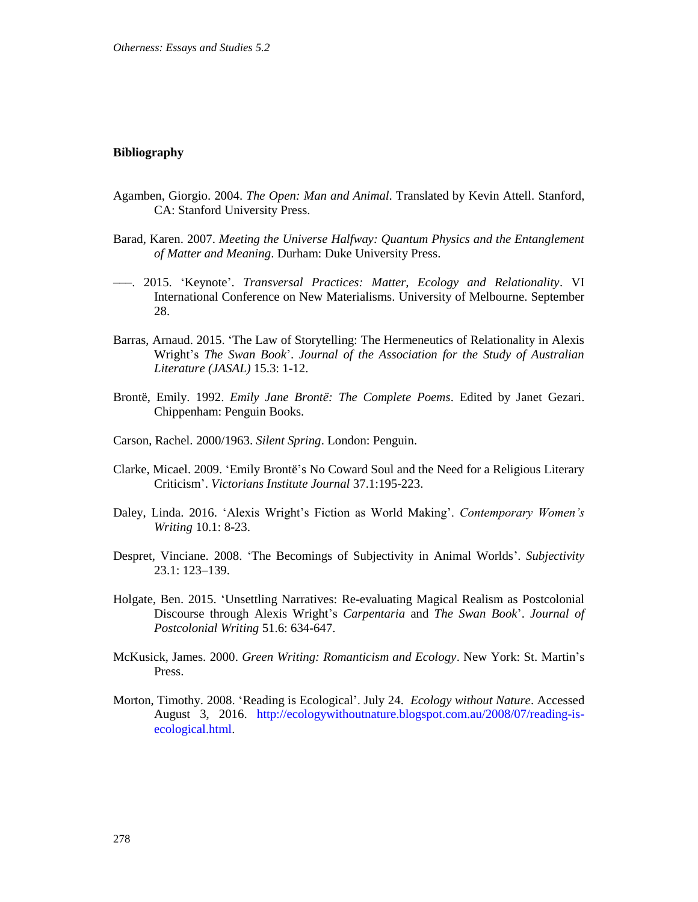## Bibliography

Agamben, Giorgio. 2004. *The Open: Man and Animal*. Translated by Kevin Attell. Stanford, CA: Stanford University Press.

Barad, Karen. 2007. *Meeting the Universe Halfway: Quantum Physics and the Entanglement of Matter and Meaning*. Durham: Duke University Press.

—–. 2015. 'Keynote'. *Transversal Practices: Matter, Ecology and Relationality*. VI International Conference on New Materialisms. University of Melbourne. September 28.

Barras, Arnaud. 2015. 'The Law of Storytelling: The Hermeneutics of Relationality in Alexis Wright's *The Swan Book*'. *Journal of the Association for the Study of Australian Literature (JASAL)* 15.3: 1-12.

Brontë, Emily. 1992. *Emily Jane Brontë: The Complete Poems*. Edited by Janet Gezari. Chippenham: Penguin Books.

Carson, Rachel. 2000/1963. *Silent Spring*. London: Penguin.

Clarke, Micael. 2009. 'Emily Brontë's No Coward Soul and the Need for a Religious Literary Criticism'. *Victorians Institute Journal* 37.1:195-223.

Daley, Linda. 2016. 'Alexis Wright's Fiction as World Making'. *Contemporary Women's Writing* 10.1: 8-23.

Despret, Vinciane. 2008. 'The Becomings of Subjectivity in Animal Worlds'. *Subjectivity* 23.1: 123–139.

Holgate, Ben. 2015. 'Unsettling Narratives: Re-evaluating Magical Realism as Postcolonial Discourse through Alexis Wright's *Carpentaria* and *The Swan Book*'. *Journal of Postcolonial Writing* 51.6: 634-647.

McKusick, James. 2000. *Green Writing: Romanticism and Ecology*. New York: St. Martin's Press.

Morton, Timothy. 2008. 'Reading is Ecological'. July 24. *Ecology without Nature*. Accessed August 3, 2016. http://ecologywithoutnature.blogspot.com.au/2008/07/reading-is-ecological.html.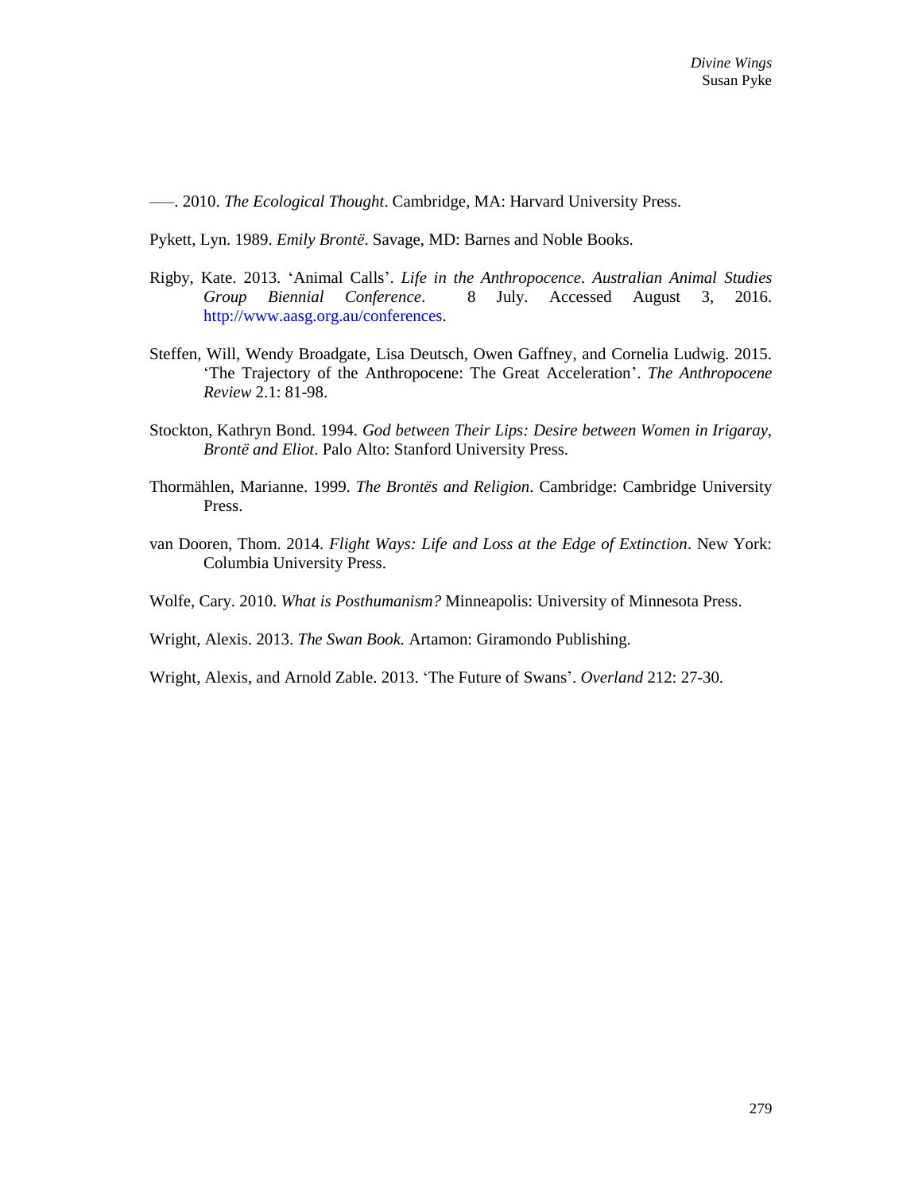——. 2010. *The Ecological Thought*. Cambridge, MA: Harvard University Press.

Pykett, Lyn. 1989. *Emily Brontë*. Savage, MD: Barnes and Noble Books.

Rigby, Kate. 2013. 'Animal Calls'. *Life in the Anthropocence. Australian Animal Studies Group Biennial Conference*. 8 July. Accessed August 3, 2016. http://www.aasg.org.au/conferences.

Steffen, Will, Wendy Broadgate, Lisa Deutsch, Owen Gaffney, and Cornelia Ludwig. 2015. 'The Trajectory of the Anthropocene: The Great Acceleration'. *The Anthropocene Review* 2.1: 81-98.

Stockton, Kathryn Bond. 1994. *God between Their Lips: Desire between Women in Irigaray, Brontë and Eliot*. Palo Alto: Stanford University Press.

Thormählen, Marianne. 1999. *The Brontës and Religion*. Cambridge: Cambridge University Press.

van Dooren, Thom. 2014. *Flight Ways: Life and Loss at the Edge of Extinction*. New York: Columbia University Press.

Wolfe, Cary. 2010. *What is Posthumanism?* Minneapolis: University of Minnesota Press.

Wright, Alexis. 2013. *The Swan Book.* Artamon: Giramondo Publishing.

Wright, Alexis, and Arnold Zable. 2013. 'The Future of Swans'. *Overland* 212: 27-30.